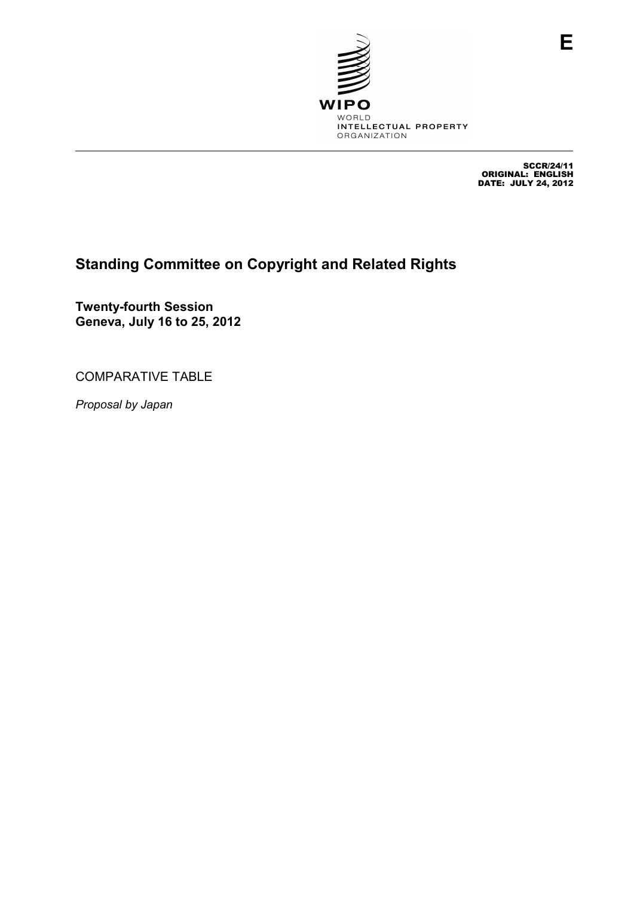E

WIPO
WORLD
INTELLECTUAL PROPERTY
ORGANIZATION

SCCR/24/11
ORIGINAL: ENGLISH
DATE: JULY 24, 2012

# Standing Committee on Copyright and Related Rights

**Twenty-fourth Session**
**Geneva, July 16 to 25, 2012**

COMPARATIVE TABLE

*Proposal by Japan*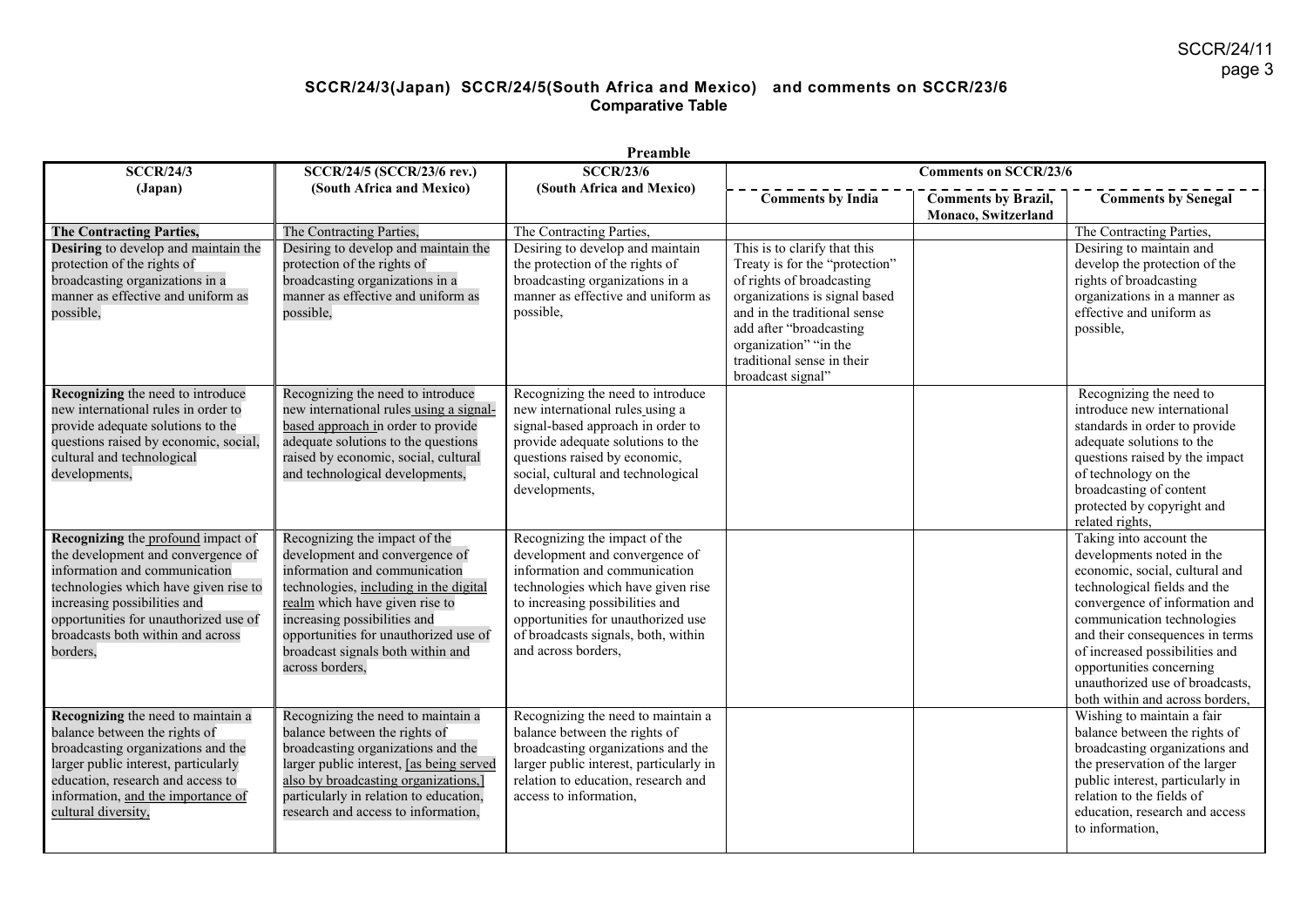## SCCR/24/3(Japan) SCCR/24/5(South Africa and Mexico) and comments on SCCR/23/6

### Comparative Table

**Preamble**

| SCCR/24/3 (Japan) | SCCR/24/5 (SCCR/23/6 rev.) (South Africa and Mexico) | SCCR/23/6 (South Africa and Mexico) | Comments on SCCR/23/6 | | |
|---|---|---|---|---|---|
| | | | **Comments by India** | **Comments by Brazil, Monaco, Switzerland** | **Comments by Senegal** |
| **The Contracting Parties,** | The Contracting Parties, | The Contracting Parties, | | | The Contracting Parties, |
| **Desiring** to develop and maintain the protection of the rights of broadcasting organizations in a manner as effective and uniform as possible, | Desiring to develop and maintain the protection of the rights of broadcasting organizations in a manner as effective and uniform as possible, | Desiring to develop and maintain the protection of the rights of broadcasting organizations in a manner as effective and uniform as possible, | This is to clarify that this Treaty is for the "protection" of rights of broadcasting organizations is signal based and in the traditional sense add after "broadcasting organization" "in the traditional sense in their broadcast signal" | | Desiring to maintain and develop the protection of the rights of broadcasting organizations in a manner as effective and uniform as possible, |
| **Recognizing** the need to introduce new international rules in order to provide adequate solutions to the questions raised by economic, social, cultural and technological developments, | Recognizing the need to introduce new international rules using a signal-based approach in order to provide adequate solutions to the questions raised by economic, social, cultural and technological developments, | Recognizing the need to introduce new international rules using a signal-based approach in order to provide adequate solutions to the questions raised by economic, social, cultural and technological developments, | | | Recognizing the need to introduce new international standards in order to provide adequate solutions to the questions raised by the impact of technology on the broadcasting of content protected by copyright and related rights, |
| **Recognizing** the profound impact of the development and convergence of information and communication technologies which have given rise to increasing possibilities and opportunities for unauthorized use of broadcasts both within and across borders, | Recognizing the impact of the development and convergence of information and communication technologies, including in the digital realm which have given rise to increasing possibilities and opportunities for unauthorized use of broadcast signals both within and across borders, | Recognizing the impact of the development and convergence of information and communication technologies which have given rise to increasing possibilities and opportunities for unauthorized use of broadcasts signals, both, within and across borders, | | | Taking into account the developments noted in the economic, social, cultural and technological fields and the convergence of information and communication technologies and their consequences in terms of increased possibilities and opportunities concerning unauthorized use of broadcasts, both within and across borders, |
| **Recognizing** the need to maintain a balance between the rights of broadcasting organizations and the larger public interest, particularly education, research and access to information, and the importance of cultural diversity, | Recognizing the need to maintain a balance between the rights of broadcasting organizations and the larger public interest, [as being served also by broadcasting organizations,] particularly in relation to education, research and access to information, | Recognizing the need to maintain a balance between the rights of broadcasting organizations and the larger public interest, particularly in relation to education, research and access to information, | | | Wishing to maintain a fair balance between the rights of broadcasting organizations and the preservation of the larger public interest, particularly in relation to the fields of education, research and access to information, |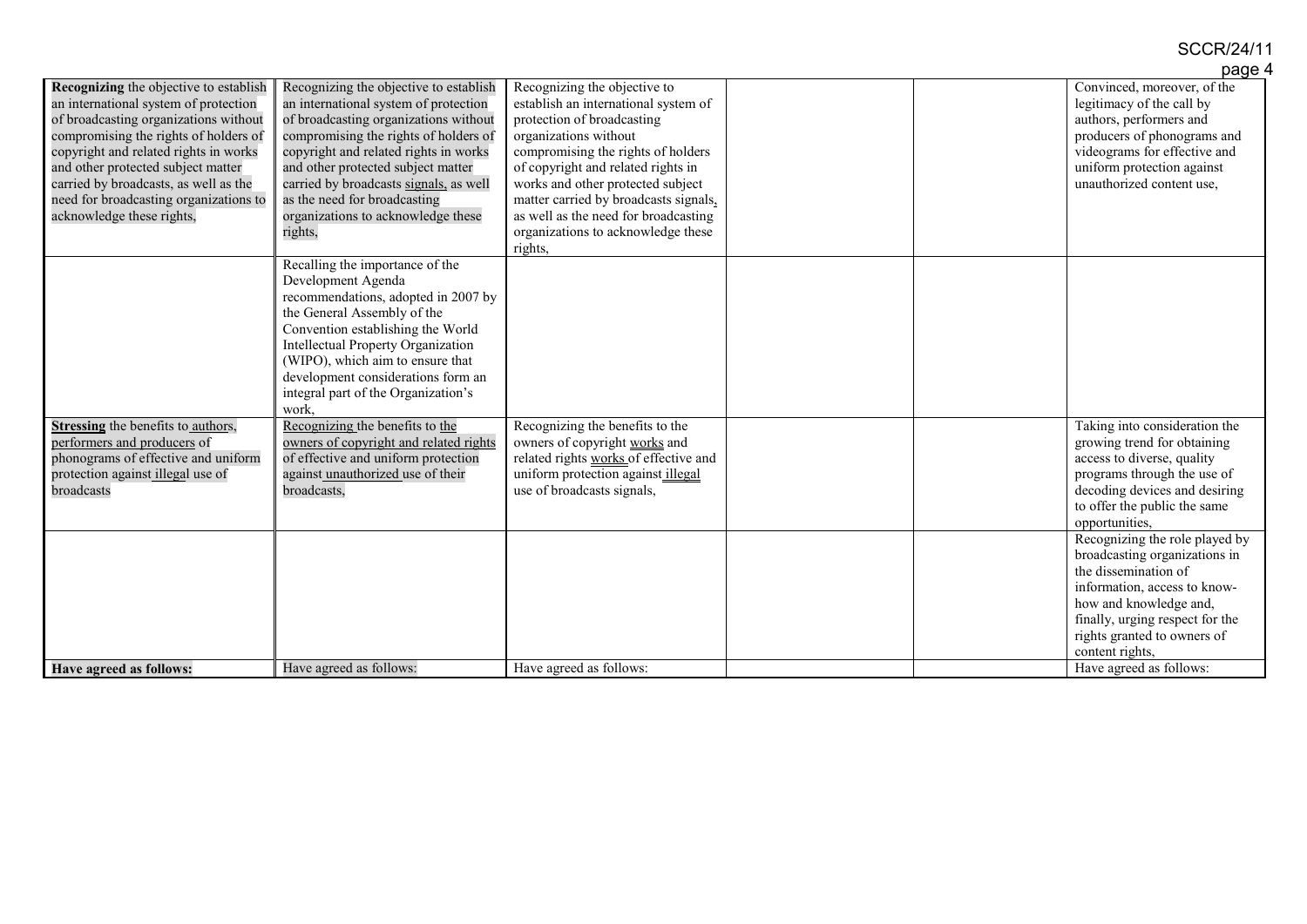| | | | | | |
|---|---|---|---|---|---|
| **Recognizing** the objective to establish an international system of protection of broadcasting organizations without compromising the rights of holders of copyright and related rights in works and other protected subject matter carried by broadcasts, as well as the need for broadcasting organizations to acknowledge these rights, | Recognizing the objective to establish an international system of protection of broadcasting organizations without compromising the rights of holders of copyright and related rights in works and other protected subject matter carried by broadcasts signals, as well as the need for broadcasting organizations to acknowledge these rights, | Recognizing the objective to establish an international system of protection of broadcasting organizations without compromising the rights of holders of copyright and related rights in works and other protected subject matter carried by broadcasts signals, as well as the need for broadcasting organizations to acknowledge these rights, | | | Convinced, moreover, of the legitimacy of the call by authors, performers and producers of phonograms and videograms for effective and uniform protection against unauthorized content use, |
| | Recalling the importance of the Development Agenda recommendations, adopted in 2007 by the General Assembly of the Convention establishing the World Intellectual Property Organization (WIPO), which aim to ensure that development considerations form an integral part of the Organization's work, | | | | |
| **Stressing** the benefits to authors, performers and producers of phonograms of effective and uniform protection against illegal use of broadcasts | Recognizing the benefits to the owners of copyright and related rights of effective and uniform protection against unauthorized use of their broadcasts, | Recognizing the benefits to the owners of copyright works and related rights works of effective and uniform protection against illegal use of broadcasts signals, | | | Taking into consideration the growing trend for obtaining access to diverse, quality programs through the use of decoding devices and desiring to offer the public the same opportunities, |
| | | | | | Recognizing the role played by broadcasting organizations in the dissemination of information, access to know-how and knowledge and, finally, urging respect for the rights granted to owners of content rights, |
| **Have agreed as follows:** | Have agreed as follows: | Have agreed as follows: | | | Have agreed as follows: |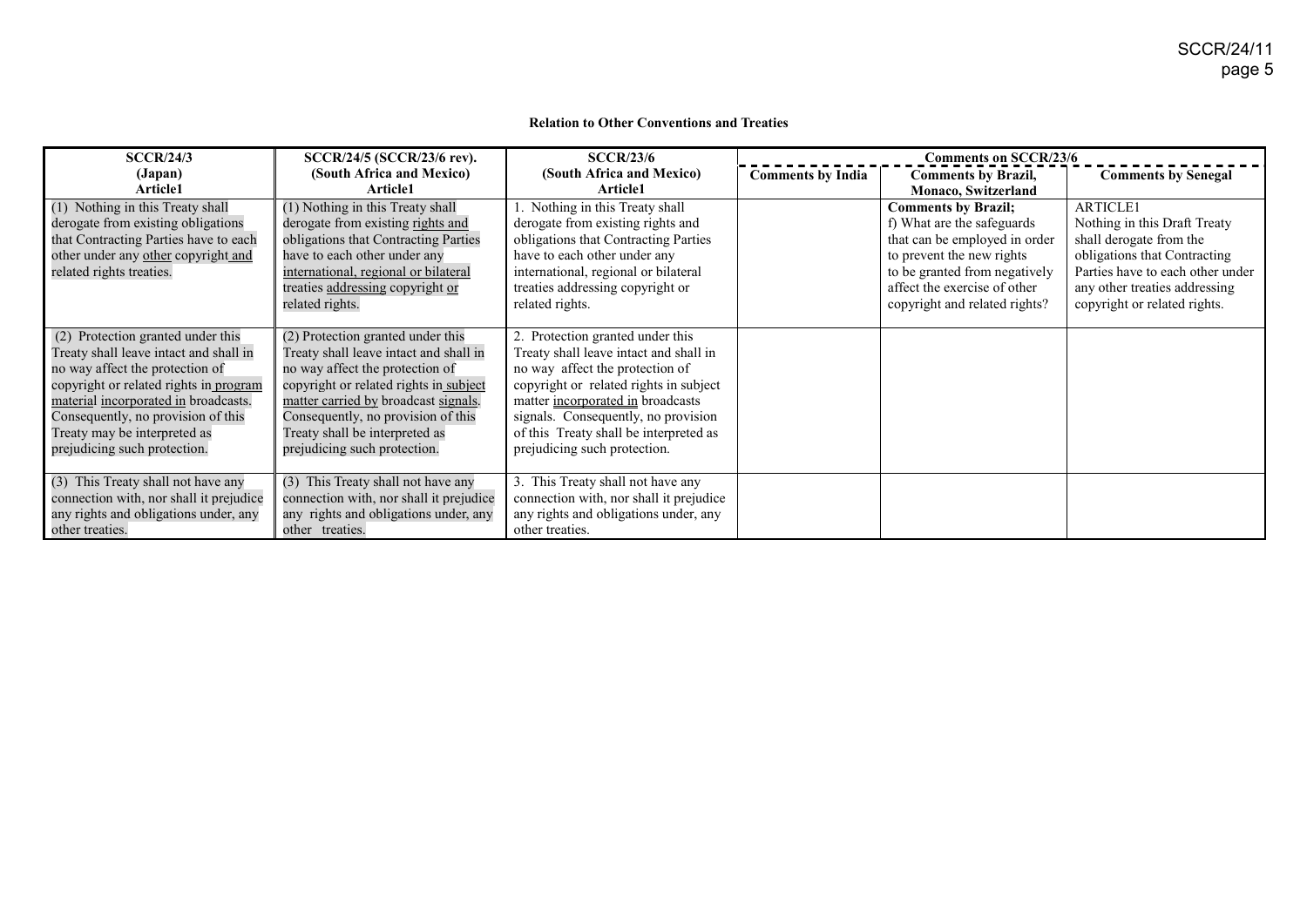**Relation to Other Conventions and Treaties**

| SCCR/24/3 (Japan) Article1 | SCCR/24/5 (SCCR/23/6 rev). (South Africa and Mexico) Article1 | SCCR/23/6 (South Africa and Mexico) Article1 | Comments on SCCR/23/6 | | |
|---|---|---|---|---|---|
| | | | Comments by India | Comments by Brazil, Monaco, Switzerland | Comments by Senegal |
| (1) Nothing in this Treaty shall derogate from existing obligations that Contracting Parties have to each other under any other copyright and related rights treaties. | (1) Nothing in this Treaty shall derogate from existing rights and obligations that Contracting Parties have to each other under any international, regional or bilateral treaties addressing copyright or related rights. | 1. Nothing in this Treaty shall derogate from existing rights and obligations that Contracting Parties have to each other under any international, regional or bilateral treaties addressing copyright or related rights. | | **Comments by Brazil;** f) What are the safeguards that can be employed in order to prevent the new rights to be granted from negatively affect the exercise of other copyright and related rights? | ARTICLE1 Nothing in this Draft Treaty shall derogate from the obligations that Contracting Parties have to each other under any other treaties addressing copyright or related rights. |
| (2) Protection granted under this Treaty shall leave intact and shall in no way affect the protection of copyright or related rights in program material incorporated in broadcasts. Consequently, no provision of this Treaty may be interpreted as prejudicing such protection. | (2) Protection granted under this Treaty shall leave intact and shall in no way affect the protection of copyright or related rights in subject matter carried by broadcast signals. Consequently, no provision of this Treaty shall be interpreted as prejudicing such protection. | 2. Protection granted under this Treaty shall leave intact and shall in no way affect the protection of copyright or related rights in subject matter incorporated in broadcasts signals. Consequently, no provision of this Treaty shall be interpreted as prejudicing such protection. | | | |
| (3) This Treaty shall not have any connection with, nor shall it prejudice any rights and obligations under, any other treaties. | (3) This Treaty shall not have any connection with, nor shall it prejudice any rights and obligations under, any other treaties. | 3. This Treaty shall not have any connection with, nor shall it prejudice any rights and obligations under, any other treaties. | | | |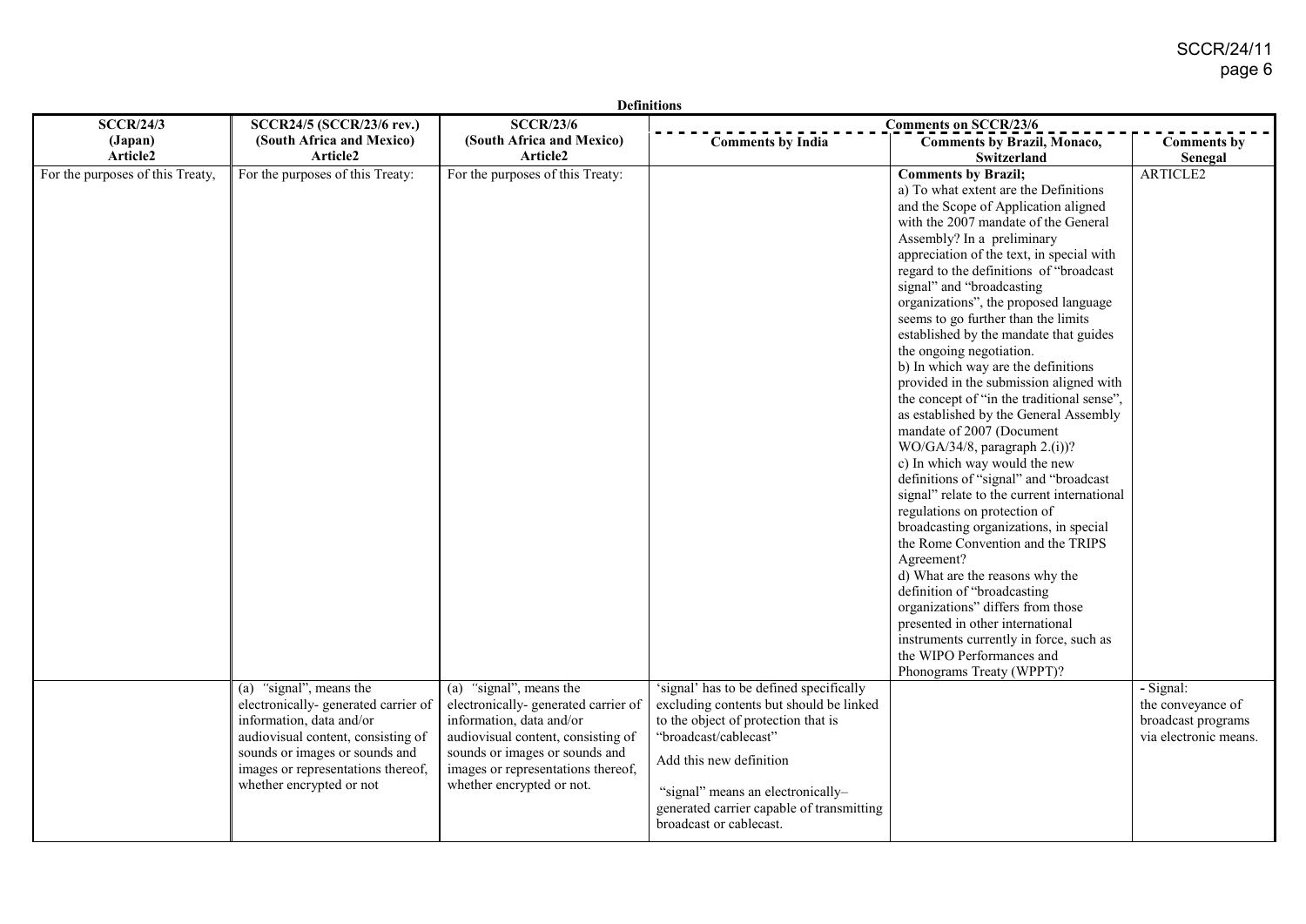**Definitions**

| SCCR/24/3 (Japan) Article2 | SCCR24/5 (SCCR/23/6 rev.) (South Africa and Mexico) Article2 | SCCR/23/6 (South Africa and Mexico) Article2 | Comments on SCCR/23/6 | | |
|---|---|---|---|---|---|
| | | | **Comments by India** | **Comments by Brazil, Monaco, Switzerland** | **Comments by Senegal** |
| For the purposes of this Treaty, | For the purposes of this Treaty: | For the purposes of this Treaty: | | **Comments by Brazil;**<br>a) To what extent are the Definitions and the Scope of Application aligned with the 2007 mandate of the General Assembly? In a preliminary appreciation of the text, in special with regard to the definitions of "broadcast signal" and "broadcasting organizations", the proposed language seems to go further than the limits established by the mandate that guides the ongoing negotiation.<br>b) In which way are the definitions provided in the submission aligned with the concept of "in the traditional sense", as established by the General Assembly mandate of 2007 (Document WO/GA/34/8, paragraph 2.(i))?<br>c) In which way would the new definitions of "signal" and "broadcast signal" relate to the current international regulations on protection of broadcasting organizations, in special the Rome Convention and the TRIPS Agreement?<br>d) What are the reasons why the definition of "broadcasting organizations" differs from those presented in other international instruments currently in force, such as the WIPO Performances and Phonograms Treaty (WPPT)? | ARTICLE2 |
| | (a) "signal", means the electronically- generated carrier of information, data and/or audiovisual content, consisting of sounds or images or sounds and images or representations thereof, whether encrypted or not | (a) "signal", means the electronically- generated carrier of information, data and/or audiovisual content, consisting of sounds or images or sounds and images or representations thereof, whether encrypted or not. | 'signal' has to be defined specifically excluding contents but should be linked to the object of protection that is "broadcast/cablecast"<br><br>Add this new definition<br><br>"signal" means an electronically–generated carrier capable of transmitting broadcast or cablecast. | | - Signal: the conveyance of broadcast programs via electronic means. |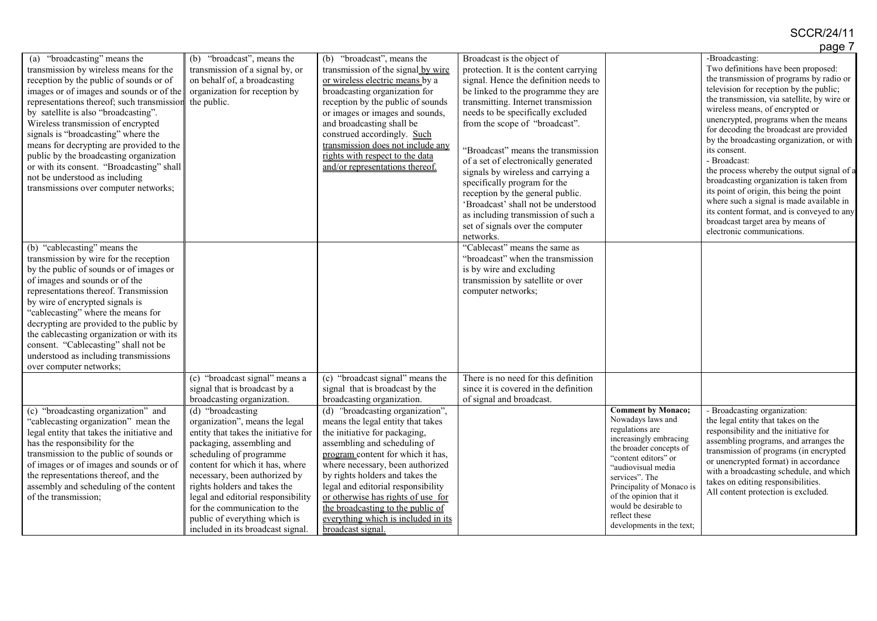| | | | | | |
|---|---|---|---|---|---|
| (a) "broadcasting" means the transmission by wireless means for the reception by the public of sounds or of images or of images and sounds or of the representations thereof; such transmission by satellite is also "broadcasting". Wireless transmission of encrypted signals is "broadcasting" where the means for decrypting are provided to the public by the broadcasting organization or with its consent. "Broadcasting" shall not be understood as including transmissions over computer networks; | (b) "broadcast", means the transmission of a signal by, or on behalf of, a broadcasting organization for reception by the public. | (b) "broadcast", means the transmission of the signal by wire or wireless electric means by a broadcasting organization for reception by the public of sounds or images or images and sounds, and broadcasting shall be construed accordingly. Such transmission does not include any rights with respect to the data and/or representations thereof. | Broadcast is the object of protection. It is the content carrying signal. Hence the definition needs to be linked to the programme they are transmitting. Internet transmission needs to be specifically excluded from the scope of "broadcast".<br><br>"Broadcast" means the transmission of a set of electronically generated signals by wireless and carrying a specifically program for the reception by the general public. 'Broadcast' shall not be understood as including transmission of such a set of signals over the computer networks. | | -Broadcasting:<br>Two definitions have been proposed: the transmission of programs by radio or television for reception by the public; the transmission, via satellite, by wire or wireless means, of encrypted or unencrypted, programs when the means for decoding the broadcast are provided by the broadcasting organization, or with its consent.<br>- Broadcast:<br>the process whereby the output signal of a broadcasting organization is taken from its point of origin, this being the point where such a signal is made available in its content format, and is conveyed to any broadcast target area by means of electronic communications. |
| (b) "cablecasting" means the transmission by wire for the reception by the public of sounds or of images or of images and sounds or of the representations thereof. Transmission by wire of encrypted signals is "cablecasting" where the means for decrypting are provided to the public by the cablecasting organization or with its consent. "Cablecasting" shall not be understood as including transmissions over computer networks; | | | "Cablecast" means the same as "broadcast" when the transmission is by wire and excluding transmission by satellite or over computer networks; | | |
| | (c) "broadcast signal" means a signal that is broadcast by a broadcasting organization. | (c) "broadcast signal" means the signal that is broadcast by the broadcasting organization. | There is no need for this definition since it is covered in the definition of signal and broadcast. | | |
| (c) "broadcasting organization" and "cablecasting organization" mean the legal entity that takes the initiative and has the responsibility for the transmission to the public of sounds or of images or of images and sounds or of the representations thereof, and the assembly and scheduling of the content of the transmission; | (d) "broadcasting organization", means the legal entity that takes the initiative for packaging, assembling and scheduling of programme content for which it has, where necessary, been authorized by rights holders and takes the legal and editorial responsibility for the communication to the public of everything which is included in its broadcast signal. | (d) "broadcasting organization", means the legal entity that takes the initiative for packaging, assembling and scheduling of program content for which it has, where necessary, been authorized by rights holders and takes the legal and editorial responsibility or otherwise has rights of use for the broadcasting to the public of everything which is included in its broadcast signal. | | **Comment by Monaco;** Nowadays laws and regulations are increasingly embracing the broader concepts of "content editors" or "audiovisual media services". The Principality of Monaco is of the opinion that it would be desirable to reflect these developments in the text; | - Broadcasting organization:<br>the legal entity that takes on the responsibility and the initiative for assembling programs, and arranges the transmission of programs (in encrypted or unencrypted format) in accordance with a broadcasting schedule, and which takes on editing responsibilities.<br>All content protection is excluded. |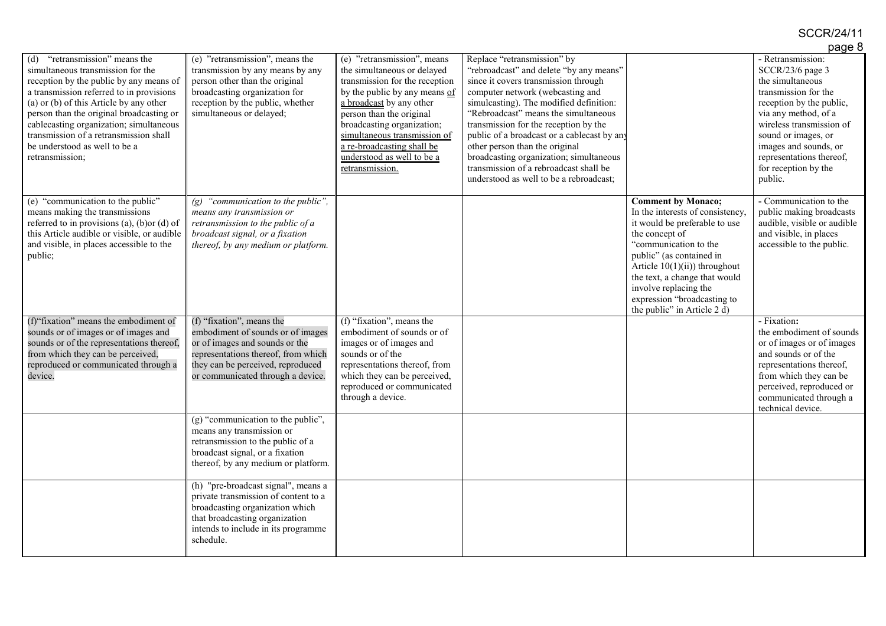| | | | | | |
|---|---|---|---|---|---|
| (d) "retransmission" means the simultaneous transmission for the reception by the public by any means of a transmission referred to in provisions (a) or (b) of this Article by any other person than the original broadcasting or cablecasting organization; simultaneous transmission of a retransmission shall be understood as well to be a retransmission; | (e) "retransmission", means the transmission by any means by any person other than the original broadcasting organization for reception by the public, whether simultaneous or delayed; | (e) "retransmission", means the simultaneous or delayed transmission for the reception by the public by any means <u>of a broadcast</u> by any other person than the original broadcasting organization; <u>simultaneous transmission of a re-broadcasting shall be understood as well to be a retransmission.</u> | Replace "retransmission" by "rebroadcast" and delete "by any means" since it covers transmission through computer network (webcasting and simulcasting). The modified definition: "Rebroadcast" means the simultaneous transmission for the reception by the public of a broadcast or a cablecast by any other person than the original broadcasting organization; simultaneous transmission of a rebroadcast shall be understood as well to be a rebroadcast; | | - Retransmission: SCCR/23/6 page 3 the simultaneous transmission for the reception by the public, via any method, of a wireless transmission of sound or images, or images and sounds, or representations thereof, for reception by the public. |
| (e) "communication to the public" means making the transmissions referred to in provisions (a), (b)or (d) of this Article audible or visible, or audible and visible, in places accessible to the public; | *(g) "communication to the public", means any transmission or retransmission to the public of a broadcast signal, or a fixation thereof, by any medium or platform.* | | | **Comment by Monaco;** In the interests of consistency, it would be preferable to use the concept of "communication to the public" (as contained in Article 10(1)(ii)) throughout the text, a change that would involve replacing the expression "broadcasting to the public" in Article 2 d) | - Communication to the public making broadcasts audible, visible or audible and visible, in places accessible to the public. |
| (f)"fixation" means the embodiment of sounds or of images or of images and sounds or of the representations thereof, from which they can be perceived, reproduced or communicated through a device. | (f) "fixation", means the embodiment of sounds or of images or of images and sounds or the representations thereof, from which they can be perceived, reproduced or communicated through a device. | (f) "fixation", means the embodiment of sounds or of images or of images and sounds or of the representations thereof, from which they can be perceived, reproduced or communicated through a device. | | | - Fixation**:** the embodiment of sounds or of images or of images and sounds or of the representations thereof, from which they can be perceived, reproduced or communicated through a technical device. |
| | (g) "communication to the public", means any transmission or retransmission to the public of a broadcast signal, or a fixation thereof, by any medium or platform. | | | | |
| | (h) "pre-broadcast signal", means a private transmission of content to a broadcasting organization which that broadcasting organization intends to include in its programme schedule. | | | | |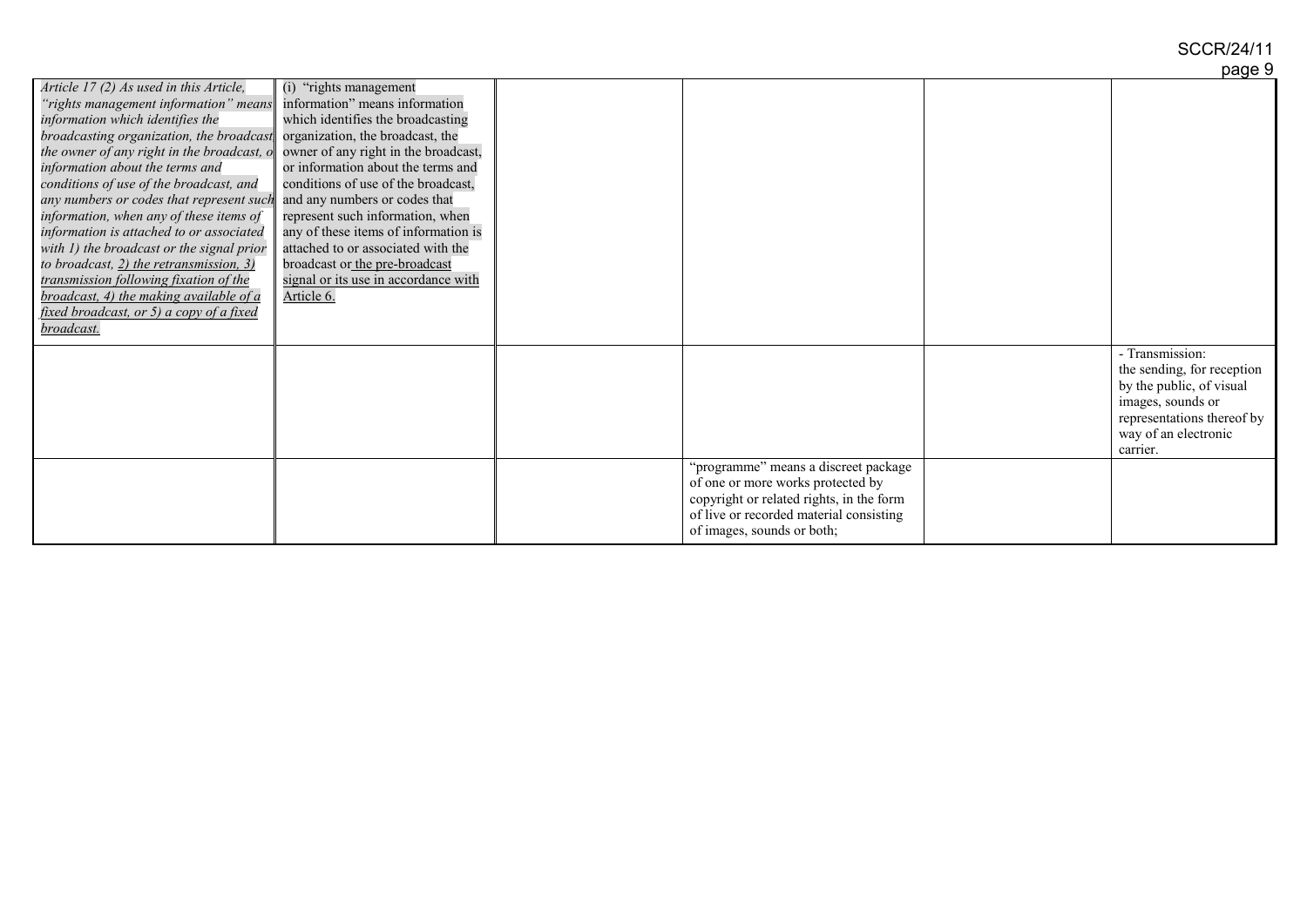| | | | | | |
|---|---|---|---|---|---|
| *Article 17 (2) As used in this Article, "rights management information" means information which identifies the broadcasting organization, the broadcast, the owner of any right in the broadcast, or information about the terms and conditions of use of the broadcast, and any numbers or codes that represent such information, when any of these items of information is attached to or associated with 1) the broadcast or the signal prior to broadcast, 2) the retransmission, 3) transmission following fixation of the broadcast, 4) the making available of a fixed broadcast, or 5) a copy of a fixed broadcast.* | (i) "rights management information" means information which identifies the broadcasting organization, the broadcast, the owner of any right in the broadcast, or information about the terms and conditions of use of the broadcast, and any numbers or codes that represent such information, when any of these items of information is attached to or associated with the broadcast or the pre-broadcast signal or its use in accordance with Article 6. | | | | |
| | | | | | - Transmission: the sending, for reception by the public, of visual images, sounds or representations thereof by way of an electronic carrier. |
| | | | "programme" means a discreet package of one or more works protected by copyright or related rights, in the form of live or recorded material consisting of images, sounds or both; | | |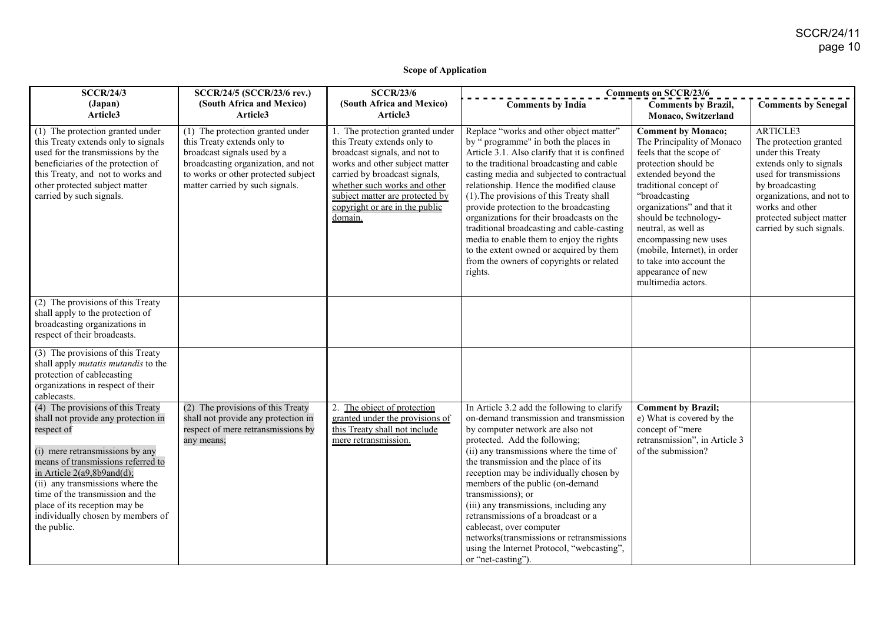**Scope of Application**

| SCCR/24/3 (Japan) Article3 | SCCR/24/5 (SCCR/23/6 rev.) (South Africa and Mexico) Article3 | SCCR/23/6 (South Africa and Mexico) Article3 | Comments on SCCR/23/6 | | |
|---|---|---|---|---|---|
| | | | Comments by India | Comments by Brazil, Monaco, Switzerland | Comments by Senegal |
| (1) The protection granted under this Treaty extends only to signals used for the transmissions by the beneficiaries of the protection of this Treaty, and not to works and other protected subject matter carried by such signals. | (1) The protection granted under this Treaty extends only to broadcast signals used by a broadcasting organization, and not to works or other protected subject matter carried by such signals. | 1. The protection granted under this Treaty extends only to broadcast signals, and not to works and other subject matter carried by broadcast signals, whether such works and other subject matter are protected by copyright or are in the public domain. | Replace "works and other object matter" by " programme" in both the places in Article 3.1. Also clarify that it is confined to the traditional broadcasting and cable casting media and subjected to contractual relationship. Hence the modified clause (1).The provisions of this Treaty shall provide protection to the broadcasting organizations for their broadcasts on the traditional broadcasting and cable-casting media to enable them to enjoy the rights to the extent owned or acquired by them from the owners of copyrights or related rights. | **Comment by Monaco;** The Principality of Monaco feels that the scope of protection should be extended beyond the traditional concept of "broadcasting organizations" and that it should be technology-neutral, as well as encompassing new uses (mobile, Internet), in order to take into account the appearance of new multimedia actors. | ARTICLE3 The protection granted under this Treaty extends only to signals used for transmissions by broadcasting organizations, and not to works and other protected subject matter carried by such signals. |
| (2) The provisions of this Treaty shall apply to the protection of broadcasting organizations in respect of their broadcasts. | | | | | |
| (3) The provisions of this Treaty shall apply *mutatis mutandis* to the protection of cablecasting organizations in respect of their cablecasts. | | | | | |
| (4) The provisions of this Treaty shall not provide any protection in respect of<br><br>(i) mere retransmissions by any means of transmissions referred to in Article 2(a9,8b9and(d);<br>(ii) any transmissions where the time of the transmission and the place of its reception may be individually chosen by members of the public. | (2) The provisions of this Treaty shall not provide any protection in respect of mere retransmissions by any means; | 2. The object of protection granted under the provisions of this Treaty shall not include mere retransmission. | In Article 3.2 add the following to clarify on-demand transmission and transmission by computer network are also not protected. Add the following;<br>(ii) any transmissions where the time of the transmission and the place of its reception may be individually chosen by members of the public (on-demand transmissions); or<br>(iii) any transmissions, including any retransmissions of a broadcast or a cablecast, over computer networks(transmissions or retransmissions using the Internet Protocol, "webcasting", or "net-casting"). | **Comment by Brazil;** e) What is covered by the concept of "mere retransmission", in Article 3 of the submission? | |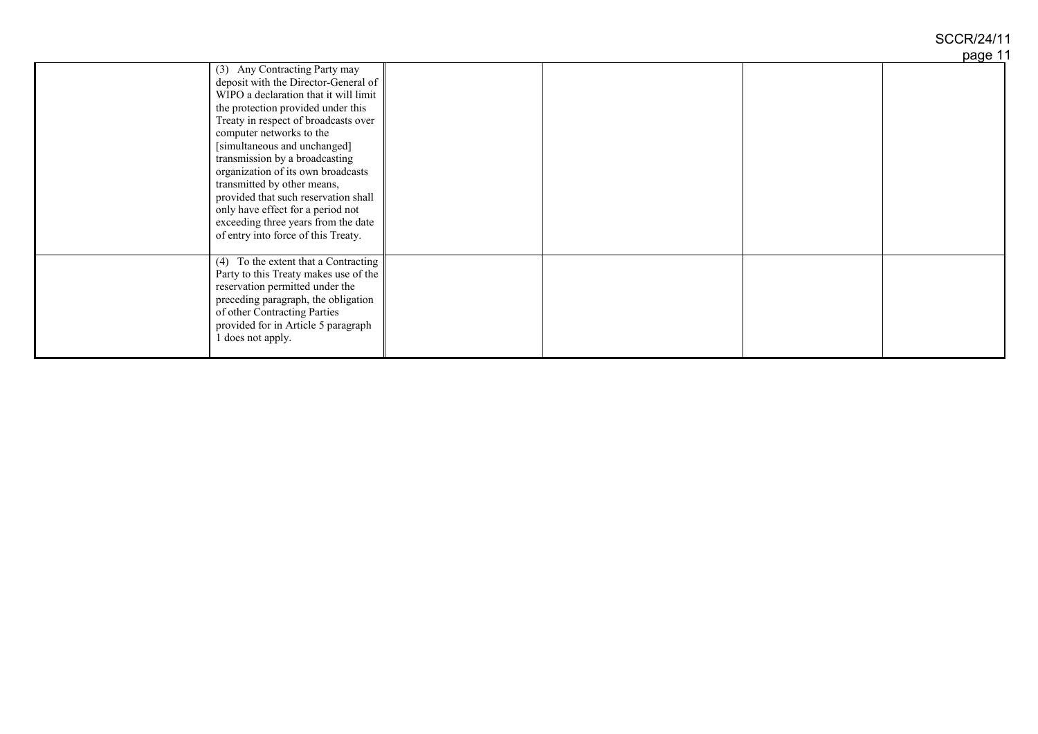|  |  |  |  |  |  |
|---|---|---|---|---|---|
|  | (3) Any Contracting Party may deposit with the Director-General of WIPO a declaration that it will limit the protection provided under this Treaty in respect of broadcasts over computer networks to the [simultaneous and unchanged] transmission by a broadcasting organization of its own broadcasts transmitted by other means, provided that such reservation shall only have effect for a period not exceeding three years from the date of entry into force of this Treaty. |  |  |  |  |
|  | (4) To the extent that a Contracting Party to this Treaty makes use of the reservation permitted under the preceding paragraph, the obligation of other Contracting Parties provided for in Article 5 paragraph 1 does not apply. |  |  |  |  |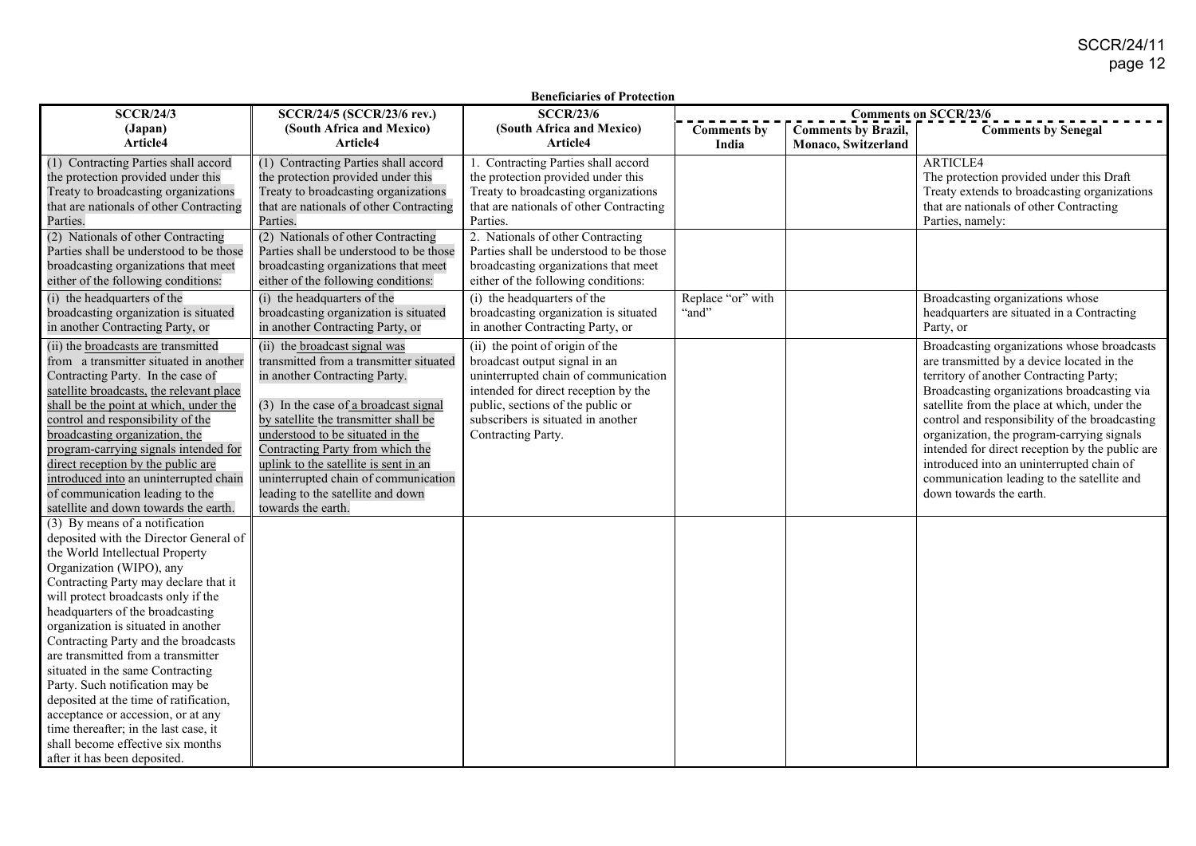**Beneficiaries of Protection**

| SCCR/24/3 (Japan) Article4 | SCCR/24/5 (SCCR/23/6 rev.) (South Africa and Mexico) Article4 | SCCR/23/6 (South Africa and Mexico) Article4 | Comments on SCCR/23/6 | | |
|---|---|---|---|---|---|
| | | | Comments by India | Comments by Brazil, Monaco, Switzerland | Comments by Senegal |
| (1) Contracting Parties shall accord the protection provided under this Treaty to broadcasting organizations that are nationals of other Contracting Parties. | (1) Contracting Parties shall accord the protection provided under this Treaty to broadcasting organizations that are nationals of other Contracting Parties. | 1. Contracting Parties shall accord the protection provided under this Treaty to broadcasting organizations that are nationals of other Contracting Parties. | | | ARTICLE4 The protection provided under this Draft Treaty extends to broadcasting organizations that are nationals of other Contracting Parties, namely: |
| (2) Nationals of other Contracting Parties shall be understood to be those broadcasting organizations that meet either of the following conditions: | (2) Nationals of other Contracting Parties shall be understood to be those broadcasting organizations that meet either of the following conditions: | 2. Nationals of other Contracting Parties shall be understood to be those broadcasting organizations that meet either of the following conditions: | | | |
| (i) the headquarters of the broadcasting organization is situated in another Contracting Party, or | (i) the headquarters of the broadcasting organization is situated in another Contracting Party, or | (i) the headquarters of the broadcasting organization is situated in another Contracting Party, or | Replace "or" with "and" | | Broadcasting organizations whose headquarters are situated in a Contracting Party, or |
| (ii) the broadcasts are transmitted from a transmitter situated in another Contracting Party. In the case of satellite broadcasts, the relevant place shall be the point at which, under the control and responsibility of the broadcasting organization, the program-carrying signals intended for direct reception by the public are introduced into an uninterrupted chain of communication leading to the satellite and down towards the earth. | (ii) the broadcast signal was transmitted from a transmitter situated in another Contracting Party.<br><br>(3) In the case of a broadcast signal by satellite the transmitter shall be understood to be situated in the Contracting Party from which the uplink to the satellite is sent in an uninterrupted chain of communication leading to the satellite and down towards the earth. | (ii) the point of origin of the broadcast output signal in an uninterrupted chain of communication intended for direct reception by the public, sections of the public or subscribers is situated in another Contracting Party. | | | Broadcasting organizations whose broadcasts are transmitted by a device located in the territory of another Contracting Party; Broadcasting organizations broadcasting via satellite from the place at which, under the control and responsibility of the broadcasting organization, the program-carrying signals intended for direct reception by the public are introduced into an uninterrupted chain of communication leading to the satellite and down towards the earth. |
| (3) By means of a notification deposited with the Director General of the World Intellectual Property Organization (WIPO), any Contracting Party may declare that it will protect broadcasts only if the headquarters of the broadcasting organization is situated in another Contracting Party and the broadcasts are transmitted from a transmitter situated in the same Contracting Party. Such notification may be deposited at the time of ratification, acceptance or accession, or at any time thereafter; in the last case, it shall become effective six months after it has been deposited. | | | | | |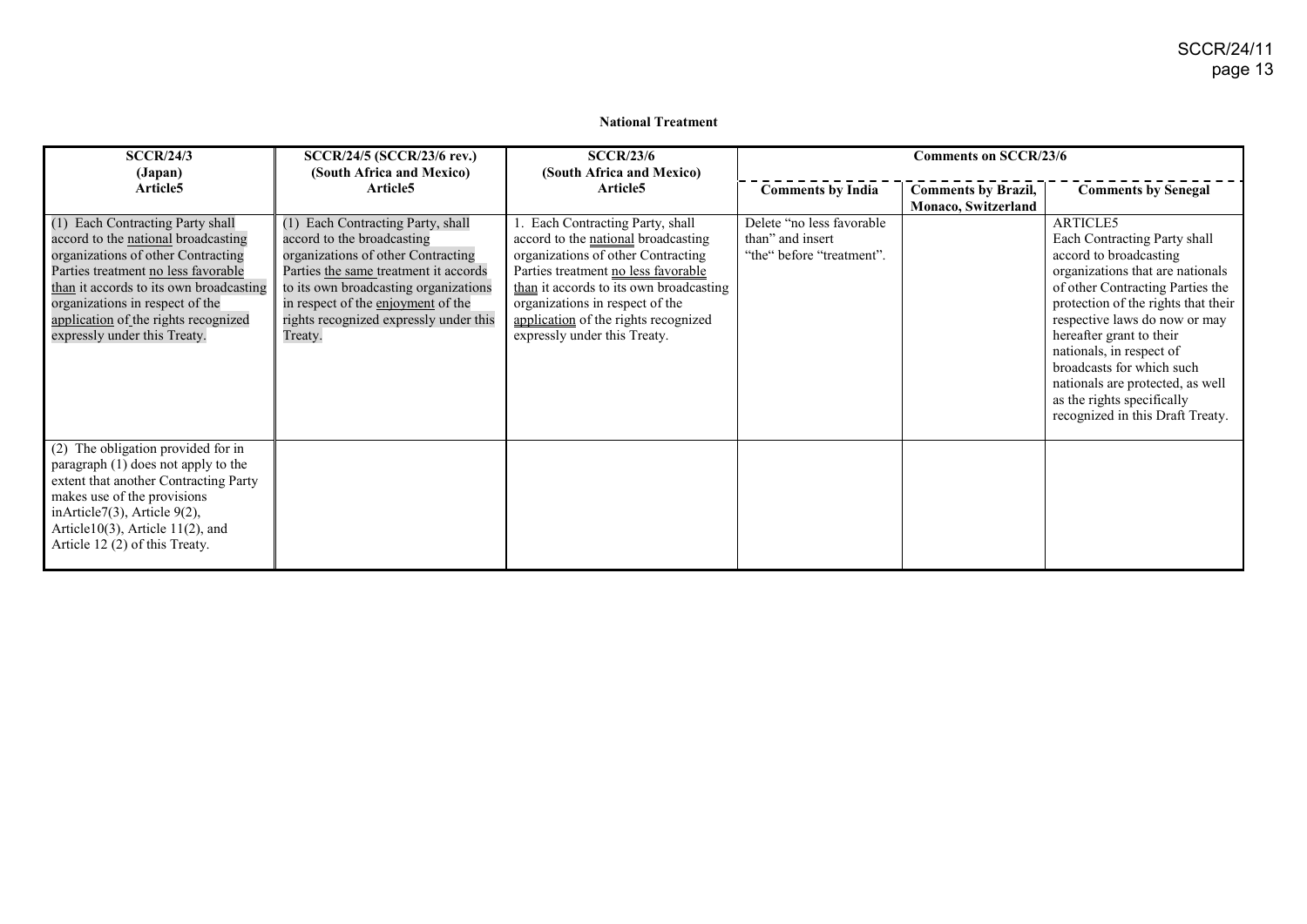**National Treatment**

| SCCR/24/3 (Japan) Article5 | SCCR/24/5 (SCCR/23/6 rev.) (South Africa and Mexico) Article5 | SCCR/23/6 (South Africa and Mexico) Article5 | Comments on SCCR/23/6 | | |
|---|---|---|---|---|---|
| | | | Comments by India | Comments by Brazil, Monaco, Switzerland | Comments by Senegal |
| (1) Each Contracting Party shall accord to the national broadcasting organizations of other Contracting Parties treatment no less favorable than it accords to its own broadcasting organizations in respect of the application of the rights recognized expressly under this Treaty. | (1) Each Contracting Party, shall accord to the broadcasting organizations of other Contracting Parties the same treatment it accords to its own broadcasting organizations in respect of the enjoyment of the rights recognized expressly under this Treaty. | 1. Each Contracting Party, shall accord to the national broadcasting organizations of other Contracting Parties treatment no less favorable than it accords to its own broadcasting organizations in respect of the application of the rights recognized expressly under this Treaty. | Delete "no less favorable than" and insert "the" before "treatment". | | ARTICLE5 Each Contracting Party shall accord to broadcasting organizations that are nationals of other Contracting Parties the protection of the rights that their respective laws do now or may hereafter grant to their nationals, in respect of broadcasts for which such nationals are protected, as well as the rights specifically recognized in this Draft Treaty. |
| (2) The obligation provided for in paragraph (1) does not apply to the extent that another Contracting Party makes use of the provisions inArticle7(3), Article 9(2), Article10(3), Article 11(2), and Article 12 (2) of this Treaty. | | | | | |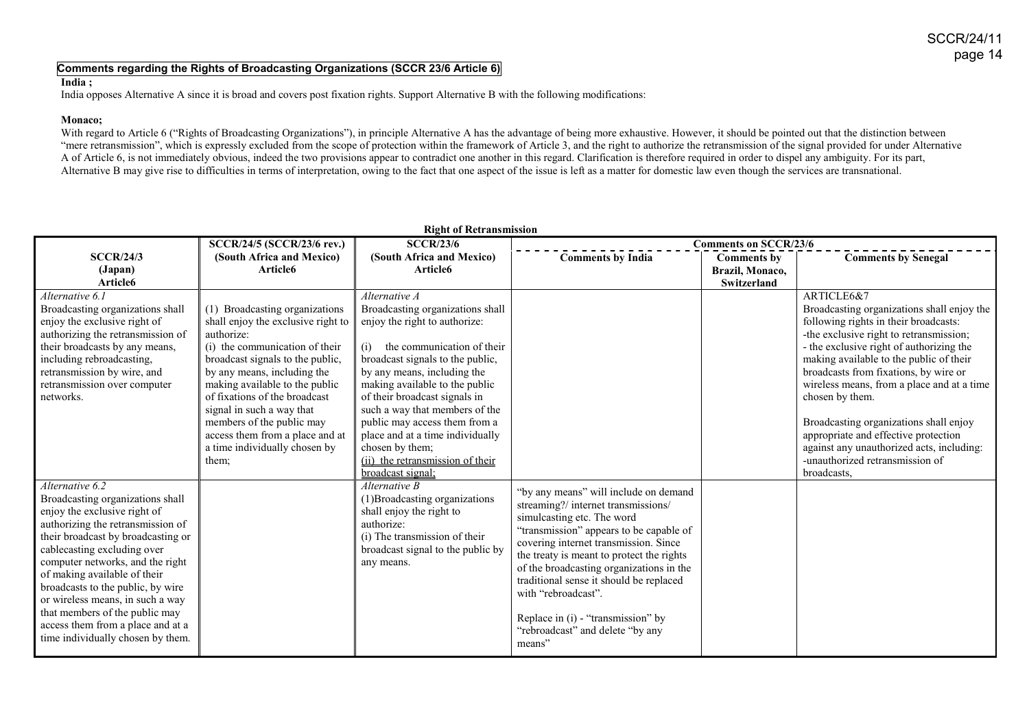**Comments regarding the Rights of Broadcasting Organizations (SCCR 23/6 Article 6)**

**India ;**

India opposes Alternative A since it is broad and covers post fixation rights. Support Alternative B with the following modifications:

**Monaco;**

With regard to Article 6 ("Rights of Broadcasting Organizations"), in principle Alternative A has the advantage of being more exhaustive. However, it should be pointed out that the distinction between "mere retransmission", which is expressly excluded from the scope of protection within the framework of Article 3, and the right to authorize the retransmission of the signal provided for under Alternative A of Article 6, is not immediately obvious, indeed the two provisions appear to contradict one another in this regard. Clarification is therefore required in order to dispel any ambiguity. For its part, Alternative B may give rise to difficulties in terms of interpretation, owing to the fact that one aspect of the issue is left as a matter for domestic law even though the services are transnational.

**Right of Retransmission**

| SCCR/24/3 (Japan) Article6 | SCCR/24/5 (SCCR/23/6 rev.) (South Africa and Mexico) Article6 | SCCR/23/6 (South Africa and Mexico) Article6 | Comments on SCCR/23/6 — Comments by India | Comments by Brazil, Monaco, Switzerland | Comments by Senegal |
|---|---|---|---|---|---|
| *Alternative 6.1*<br>Broadcasting organizations shall enjoy the exclusive right of authorizing the retransmission of their broadcasts by any means, including rebroadcasting, retransmission by wire, and retransmission over computer networks. | (1) Broadcasting organizations shall enjoy the exclusive right to authorize:<br>(i) the communication of their broadcast signals to the public, by any means, including the making available to the public of fixations of the broadcast signal in such a way that members of the public may access them from a place and at a time individually chosen by them; | *Alternative A*<br>Broadcasting organizations shall enjoy the right to authorize:<br><br>(i) the communication of their broadcast signals to the public, by any means, including the making available to the public of their broadcast signals in such a way that members of the public may access them from a place and at a time individually chosen by them;<br>(ii) the retransmission of their broadcast signal; | | | ARTICLE6&7<br>Broadcasting organizations shall enjoy the following rights in their broadcasts:<br>-the exclusive right to retransmission;<br>- the exclusive right of authorizing the making available to the public of their broadcasts from fixations, by wire or wireless means, from a place and at a time chosen by them.<br><br>Broadcasting organizations shall enjoy appropriate and effective protection against any unauthorized acts, including:<br>-unauthorized retransmission of broadcasts, |
| *Alternative 6.2*<br>Broadcasting organizations shall enjoy the exclusive right of authorizing the retransmission of their broadcast by broadcasting or cablecasting excluding over computer networks, and the right of making available of their broadcasts to the public, by wire or wireless means, in such a way that members of the public may access them from a place and at a time individually chosen by them. | | *Alternative B*<br>(1)Broadcasting organizations shall enjoy the right to authorize:<br>(i) The transmission of their broadcast signal to the public by any means. | "by any means" will include on demand streaming?/ internet transmissions/ simulcasting etc. The word "transmission" appears to be capable of covering internet transmission. Since the treaty is meant to protect the rights of the broadcasting organizations in the traditional sense it should be replaced with "rebroadcast".<br><br>Replace in (i) - "transmission" by "rebroadcast" and delete "by any means" | | |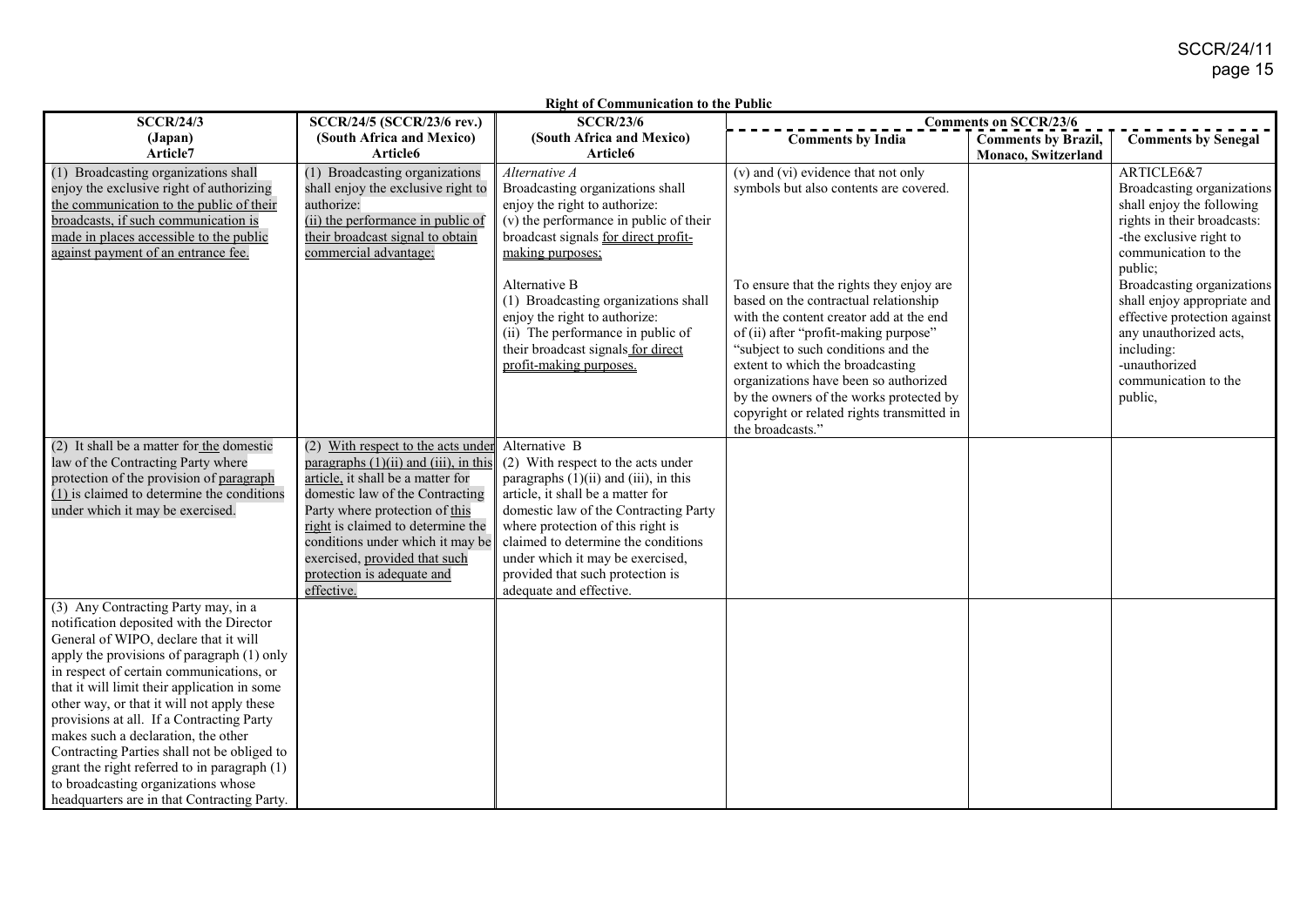**Right of Communication to the Public**

| SCCR/24/3 (Japan) Article7 | SCCR/24/5 (SCCR/23/6 rev.) (South Africa and Mexico) Article6 | SCCR/23/6 (South Africa and Mexico) Article6 | Comments on SCCR/23/6 | | |
|---|---|---|---|---|---|
| | | | Comments by India | Comments by Brazil, Monaco, Switzerland | Comments by Senegal |
| (1) Broadcasting organizations shall enjoy the exclusive right of authorizing the communication to the public of their broadcasts, if such communication is made in places accessible to the public against payment of an entrance fee. | (1) Broadcasting organizations shall enjoy the exclusive right to authorize: (ii) the performance in public of their broadcast signal to obtain commercial advantage; | *Alternative A* Broadcasting organizations shall enjoy the right to authorize: (v) the performance in public of their broadcast signals for direct profit-making purposes; Alternative B (1) Broadcasting organizations shall enjoy the right to authorize: (ii) The performance in public of their broadcast signals for direct profit-making purposes. | (v) and (vi) evidence that not only symbols but also contents are covered. To ensure that the rights they enjoy are based on the contractual relationship with the content creator add at the end of (ii) after "profit-making purpose" "subject to such conditions and the extent to which the broadcasting organizations have been so authorized by the owners of the works protected by copyright or related rights transmitted in the broadcasts." | | ARTICLE6&7 Broadcasting organizations shall enjoy the following rights in their broadcasts: -the exclusive right to communication to the public; Broadcasting organizations shall enjoy appropriate and effective protection against any unauthorized acts, including: -unauthorized communication to the public, |
| (2) It shall be a matter for the domestic law of the Contracting Party where protection of the provision of paragraph (1) is claimed to determine the conditions under which it may be exercised. | (2) With respect to the acts under paragraphs (1)(ii) and (iii), in this article, it shall be a matter for domestic law of the Contracting Party where protection of this right is claimed to determine the conditions under which it may be exercised, provided that such protection is adequate and effective. | Alternative B (2) With respect to the acts under paragraphs (1)(ii) and (iii), in this article, it shall be a matter for domestic law of the Contracting Party where protection of this right is claimed to determine the conditions under which it may be exercised, provided that such protection is adequate and effective. | | | |
| (3) Any Contracting Party may, in a notification deposited with the Director General of WIPO, declare that it will apply the provisions of paragraph (1) only in respect of certain communications, or that it will limit their application in some other way, or that it will not apply these provisions at all. If a Contracting Party makes such a declaration, the other Contracting Parties shall not be obliged to grant the right referred to in paragraph (1) to broadcasting organizations whose headquarters are in that Contracting Party. | | | | | |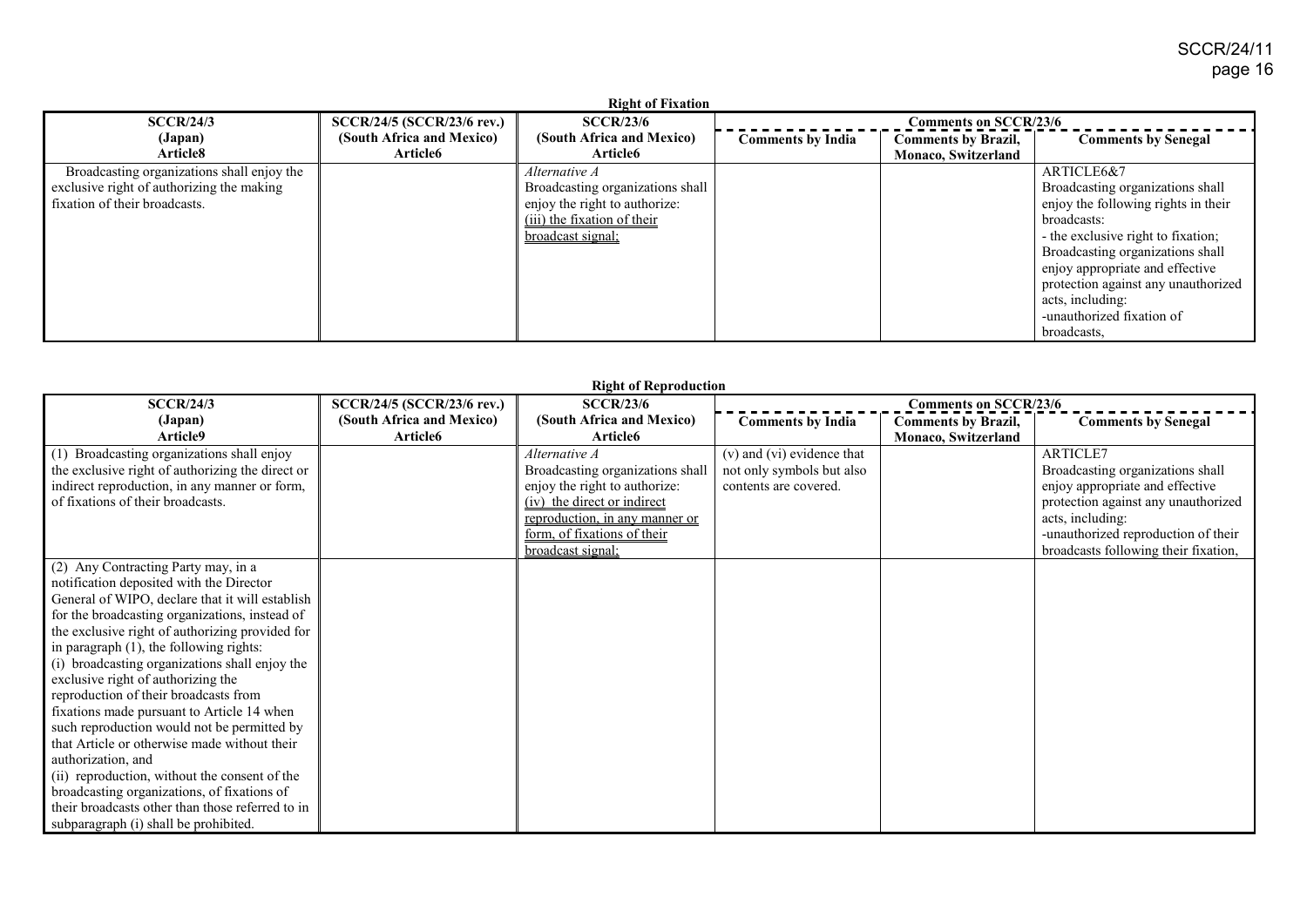**Right of Fixation**

| SCCR/24/3 (Japan) Article8 | SCCR/24/5 (SCCR/23/6 rev.) (South Africa and Mexico) Article6 | SCCR/23/6 (South Africa and Mexico) Article6 | Comments on SCCR/23/6 | | |
|---|---|---|---|---|---|
| | | | Comments by India | Comments by Brazil, Monaco, Switzerland | Comments by Senegal |
| Broadcasting organizations shall enjoy the exclusive right of authorizing the making fixation of their broadcasts. | | *Alternative A* Broadcasting organizations shall enjoy the right to authorize: <u>(iii) the fixation of their broadcast signal;</u> | | | ARTICLE6&7 Broadcasting organizations shall enjoy the following rights in their broadcasts: - the exclusive right to fixation; Broadcasting organizations shall enjoy appropriate and effective protection against any unauthorized acts, including: -unauthorized fixation of broadcasts, |

**Right of Reproduction**

| SCCR/24/3 (Japan) Article9 | SCCR/24/5 (SCCR/23/6 rev.) (South Africa and Mexico) Article6 | SCCR/23/6 (South Africa and Mexico) Article6 | Comments on SCCR/23/6 | | |
|---|---|---|---|---|---|
| | | | Comments by India | Comments by Brazil, Monaco, Switzerland | Comments by Senegal |
| (1) Broadcasting organizations shall enjoy the exclusive right of authorizing the direct or indirect reproduction, in any manner or form, of fixations of their broadcasts. | | *Alternative A* Broadcasting organizations shall enjoy the right to authorize: <u>(iv) the direct or indirect reproduction, in any manner or form, of fixations of their broadcast signal;</u> | (v) and (vi) evidence that not only symbols but also contents are covered. | | ARTICLE7 Broadcasting organizations shall enjoy appropriate and effective protection against any unauthorized acts, including: -unauthorized reproduction of their broadcasts following their fixation, |
| (2) Any Contracting Party may, in a notification deposited with the Director General of WIPO, declare that it will establish for the broadcasting organizations, instead of the exclusive right of authorizing provided for in paragraph (1), the following rights: (i) broadcasting organizations shall enjoy the exclusive right of authorizing the reproduction of their broadcasts from fixations made pursuant to Article 14 when such reproduction would not be permitted by that Article or otherwise made without their authorization, and (ii) reproduction, without the consent of the broadcasting organizations, of fixations of their broadcasts other than those referred to in subparagraph (i) shall be prohibited. | | | | | |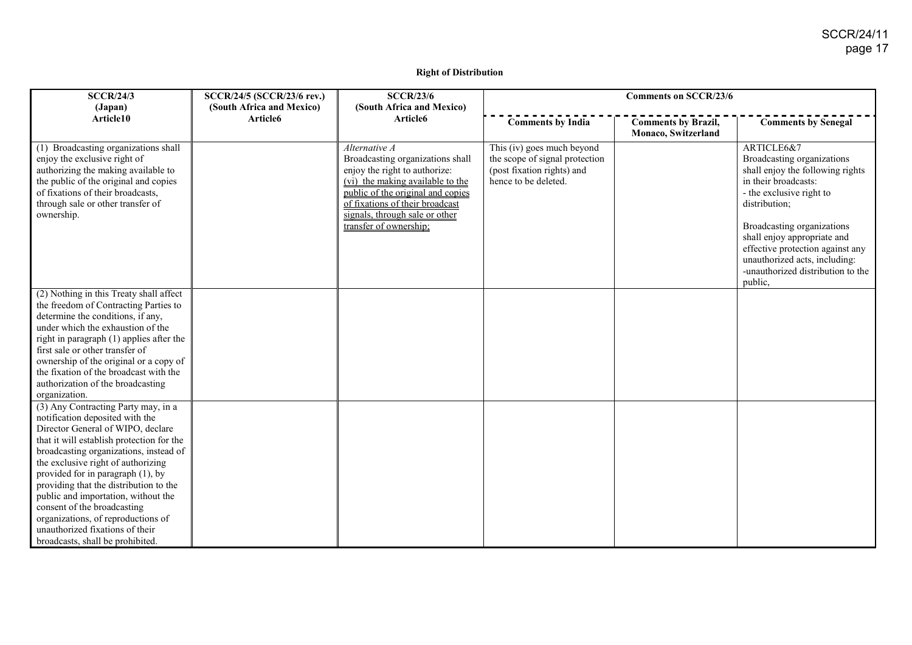**Right of Distribution**

| SCCR/24/3 (Japan) Article10 | SCCR/24/5 (SCCR/23/6 rev.) (South Africa and Mexico) Article6 | SCCR/23/6 (South Africa and Mexico) Article6 | Comments on SCCR/23/6 | | |
|---|---|---|---|---|---|
| | | | Comments by India | Comments by Brazil, Monaco, Switzerland | Comments by Senegal |
| (1) Broadcasting organizations shall enjoy the exclusive right of authorizing the making available to the public of the original and copies of fixations of their broadcasts, through sale or other transfer of ownership. | | *Alternative A* Broadcasting organizations shall enjoy the right to authorize: <u>(vi) the making available to the public of the original and copies of fixations of their broadcast signals, through sale or other transfer of ownership;</u> | This (iv) goes much beyond the scope of signal protection (post fixation rights) and hence to be deleted. | | ARTICLE6&7 Broadcasting organizations shall enjoy the following rights in their broadcasts: - the exclusive right to distribution; Broadcasting organizations shall enjoy appropriate and effective protection against any unauthorized acts, including: -unauthorized distribution to the public, |
| (2) Nothing in this Treaty shall affect the freedom of Contracting Parties to determine the conditions, if any, under which the exhaustion of the right in paragraph (1) applies after the first sale or other transfer of ownership of the original or a copy of the fixation of the broadcast with the authorization of the broadcasting organization. | | | | | |
| (3) Any Contracting Party may, in a notification deposited with the Director General of WIPO, declare that it will establish protection for the broadcasting organizations, instead of the exclusive right of authorizing provided for in paragraph (1), by providing that the distribution to the public and importation, without the consent of the broadcasting organizations, of reproductions of unauthorized fixations of their broadcasts, shall be prohibited. | | | | | |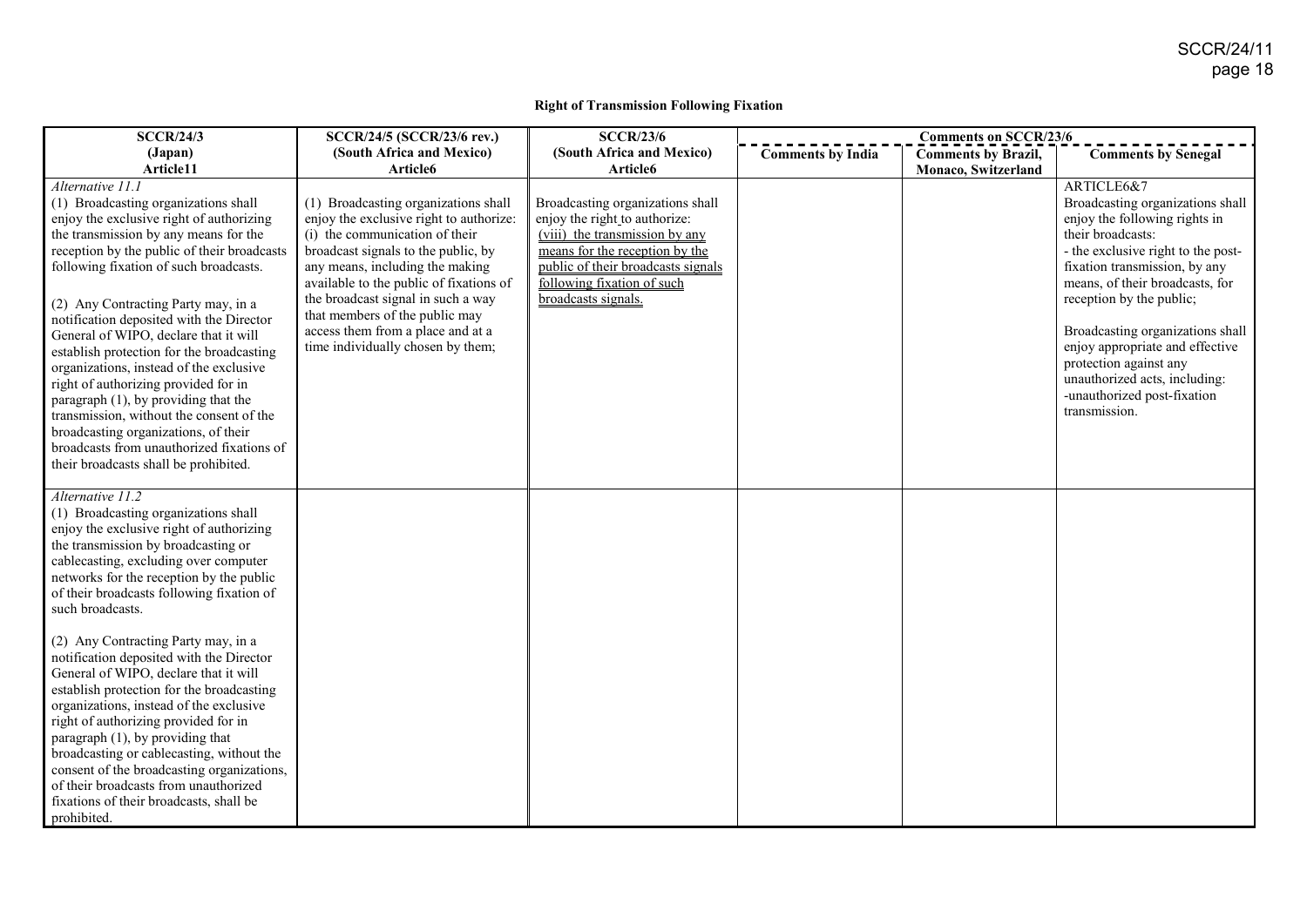**Right of Transmission Following Fixation**

| SCCR/24/3 (Japan) Article11 | SCCR/24/5 (SCCR/23/6 rev.) (South Africa and Mexico) Article6 | SCCR/23/6 (South Africa and Mexico) Article6 | Comments on SCCR/23/6 | | |
|---|---|---|---|---|---|
| | | | Comments by India | Comments by Brazil, Monaco, Switzerland | Comments by Senegal |
| *Alternative 11.1*<br>(1) Broadcasting organizations shall enjoy the exclusive right of authorizing the transmission by any means for the reception by the public of their broadcasts following fixation of such broadcasts.<br><br>(2) Any Contracting Party may, in a notification deposited with the Director General of WIPO, declare that it will establish protection for the broadcasting organizations, instead of the exclusive right of authorizing provided for in paragraph (1), by providing that the transmission, without the consent of the broadcasting organizations, of their broadcasts from unauthorized fixations of their broadcasts shall be prohibited. | (1) Broadcasting organizations shall enjoy the exclusive right to authorize:<br>(i) the communication of their broadcast signals to the public, by any means, including the making available to the public of fixations of the broadcast signal in such a way that members of the public may access them from a place and at a time individually chosen by them; | Broadcasting organizations shall enjoy the right to authorize:<br><u>(viii) the transmission by any means for the reception by the public of their broadcasts signals following fixation of such broadcasts signals.</u> | | | ARTICLE6&7<br>Broadcasting organizations shall enjoy the following rights in their broadcasts:<br>- the exclusive right to the post-fixation transmission, by any means, of their broadcasts, for reception by the public;<br><br>Broadcasting organizations shall enjoy appropriate and effective protection against any unauthorized acts, including:<br>-unauthorized post-fixation transmission. |
| *Alternative 11.2*<br>(1) Broadcasting organizations shall enjoy the exclusive right of authorizing the transmission by broadcasting or cablecasting, excluding over computer networks for the reception by the public of their broadcasts following fixation of such broadcasts.<br><br>(2) Any Contracting Party may, in a notification deposited with the Director General of WIPO, declare that it will establish protection for the broadcasting organizations, instead of the exclusive right of authorizing provided for in paragraph (1), by providing that broadcasting or cablecasting, without the consent of the broadcasting organizations, of their broadcasts from unauthorized fixations of their broadcasts, shall be prohibited. | | | | | |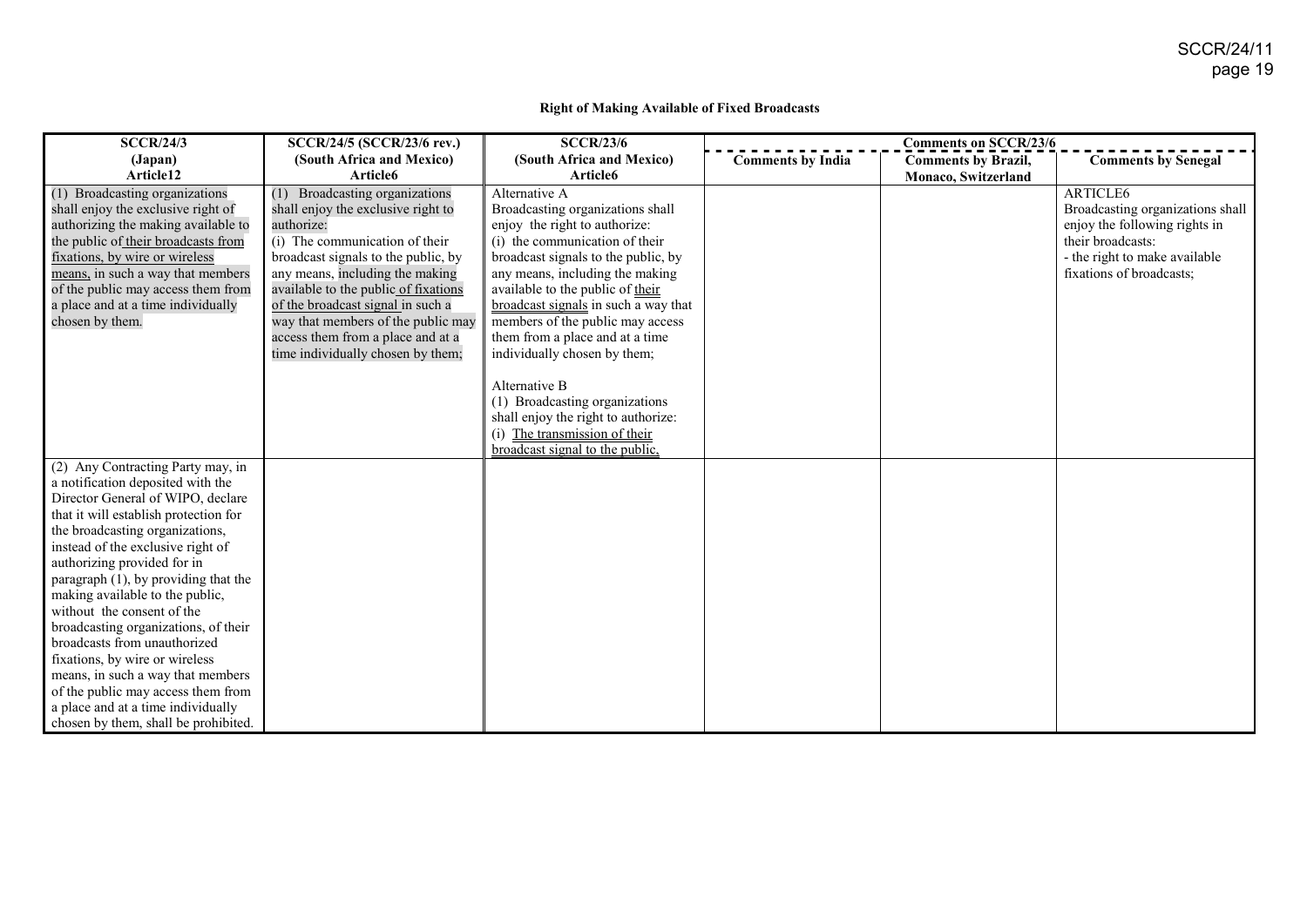**Right of Making Available of Fixed Broadcasts**

| SCCR/24/3 (Japan) Article12 | SCCR/24/5 (SCCR/23/6 rev.) (South Africa and Mexico) Article6 | SCCR/23/6 (South Africa and Mexico) Article6 | Comments on SCCR/23/6 | | |
|---|---|---|---|---|---|
| | | | Comments by India | Comments by Brazil, Monaco, Switzerland | Comments by Senegal |
| (1) Broadcasting organizations shall enjoy the exclusive right of authorizing the making available to the public of their broadcasts from fixations, by wire or wireless means, in such a way that members of the public may access them from a place and at a time individually chosen by them. | (1) Broadcasting organizations shall enjoy the exclusive right to authorize:<br>(i) The communication of their broadcast signals to the public, by any means, including the making available to the public of fixations of the broadcast signal in such a way that members of the public may access them from a place and at a time individually chosen by them; | Alternative A<br>Broadcasting organizations shall enjoy the right to authorize:<br>(i) the communication of their broadcast signals to the public, by any means, including the making available to the public of their broadcast signals in such a way that members of the public may access them from a place and at a time individually chosen by them;<br><br>Alternative B<br>(1) Broadcasting organizations shall enjoy the right to authorize:<br>(i) The transmission of their broadcast signal to the public, | | | ARTICLE6<br>Broadcasting organizations shall enjoy the following rights in their broadcasts:<br>- the right to make available fixations of broadcasts; |
| (2) Any Contracting Party may, in a notification deposited with the Director General of WIPO, declare that it will establish protection for the broadcasting organizations, instead of the exclusive right of authorizing provided for in paragraph (1), by providing that the making available to the public, without the consent of the broadcasting organizations, of their broadcasts from unauthorized fixations, by wire or wireless means, in such a way that members of the public may access them from a place and at a time individually chosen by them, shall be prohibited. | | | | | |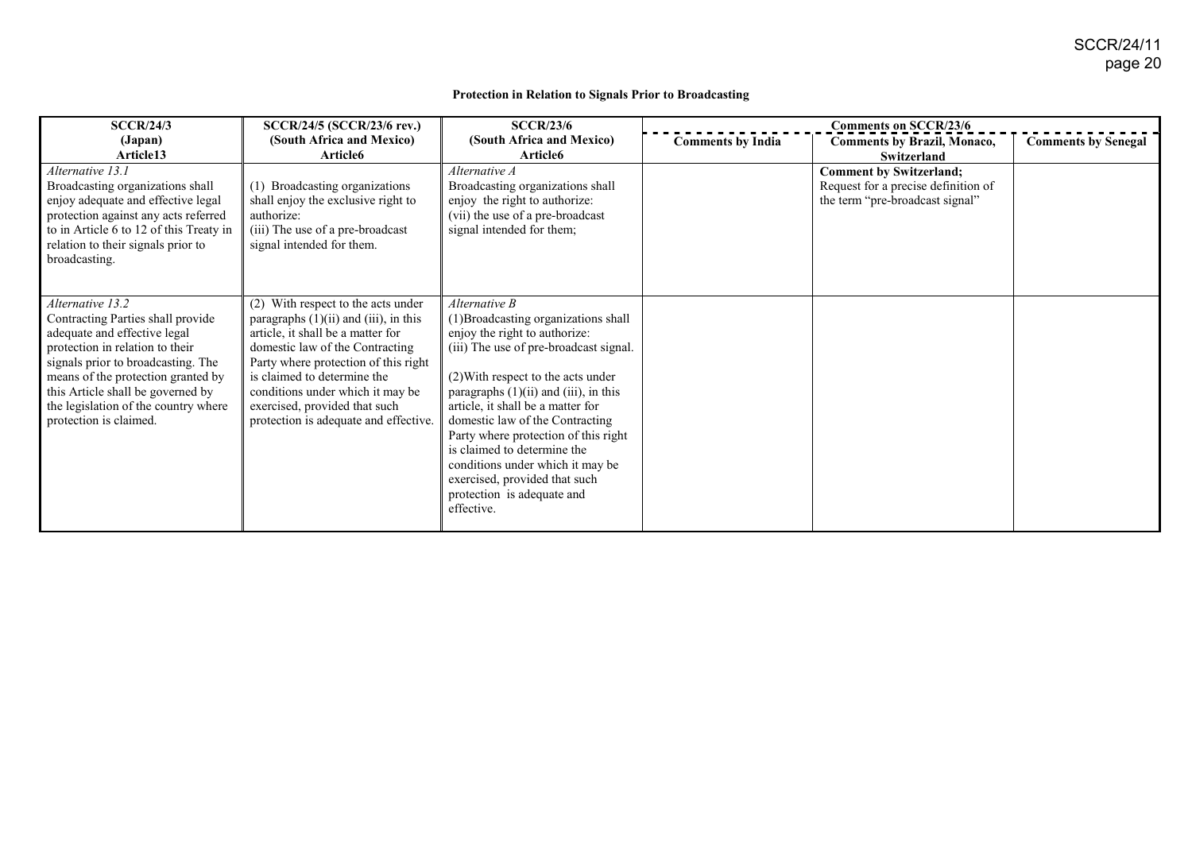**Protection in Relation to Signals Prior to Broadcasting**

| SCCR/24/3 (Japan) Article13 | SCCR/24/5 (SCCR/23/6 rev.) (South Africa and Mexico) Article6 | SCCR/23/6 (South Africa and Mexico) Article6 | Comments on SCCR/23/6 | | |
|---|---|---|---|---|---|
| | | | **Comments by India** | **Comments by Brazil, Monaco, Switzerland** | **Comments by Senegal** |
| *Alternative 13.1* Broadcasting organizations shall enjoy adequate and effective legal protection against any acts referred to in Article 6 to 12 of this Treaty in relation to their signals prior to broadcasting. | (1) Broadcasting organizations shall enjoy the exclusive right to authorize: (iii) The use of a pre-broadcast signal intended for them. | *Alternative A* Broadcasting organizations shall enjoy the right to authorize: (vii) the use of a pre-broadcast signal intended for them; | | **Comment by Switzerland;** Request for a precise definition of the term "pre-broadcast signal" | |
| *Alternative 13.2* Contracting Parties shall provide adequate and effective legal protection in relation to their signals prior to broadcasting. The means of the protection granted by this Article shall be governed by the legislation of the country where protection is claimed. | (2) With respect to the acts under paragraphs (1)(ii) and (iii), in this article, it shall be a matter for domestic law of the Contracting Party where protection of this right is claimed to determine the conditions under which it may be exercised, provided that such protection is adequate and effective. | *Alternative B* (1)Broadcasting organizations shall enjoy the right to authorize: (iii) The use of pre-broadcast signal. (2)With respect to the acts under paragraphs (1)(ii) and (iii), in this article, it shall be a matter for domestic law of the Contracting Party where protection of this right is claimed to determine the conditions under which it may be exercised, provided that such protection is adequate and effective. | | | |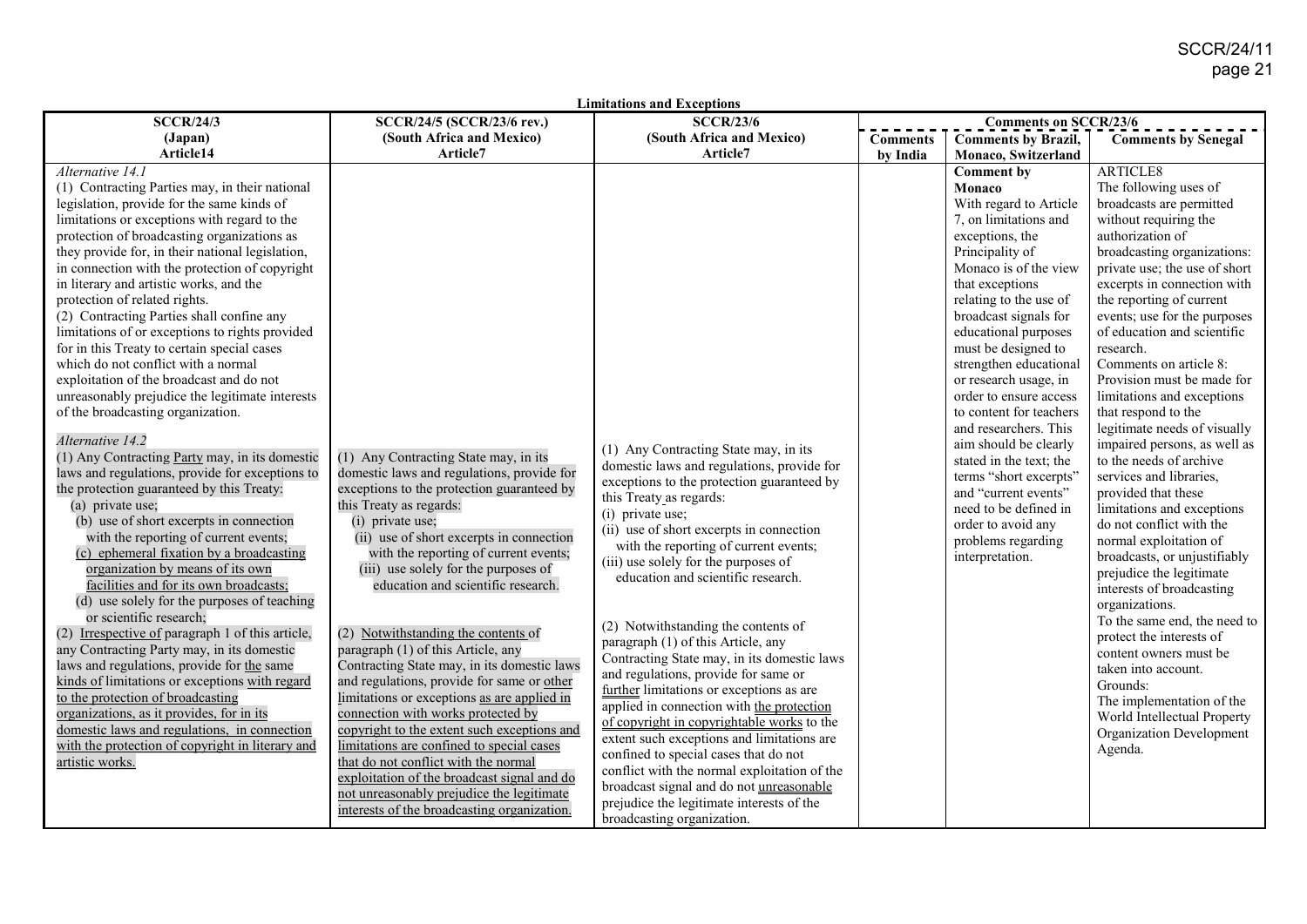**Limitations and Exceptions**

| SCCR/24/3 (Japan) Article14 | SCCR/24/5 (SCCR/23/6 rev.) (South Africa and Mexico) Article7 | SCCR/23/6 (South Africa and Mexico) Article7 | Comments on SCCR/23/6 | | |
|---|---|---|---|---|---|
| | | | Comments by India | Comments by Brazil, Monaco, Switzerland | Comments by Senegal |
| *Alternative 14.1*<br>(1) Contracting Parties may, in their national legislation, provide for the same kinds of limitations or exceptions with regard to the protection of broadcasting organizations as they provide for, in their national legislation, in connection with the protection of copyright in literary and artistic works, and the protection of related rights.<br>(2) Contracting Parties shall confine any limitations of or exceptions to rights provided for in this Treaty to certain special cases which do not conflict with a normal exploitation of the broadcast and do not unreasonably prejudice the legitimate interests of the broadcasting organization.<br><br>*Alternative 14.2*<br>(1) Any Contracting Party may, in its domestic laws and regulations, provide for exceptions to the protection guaranteed by this Treaty:<br>(a) private use;<br>(b) use of short excerpts in connection with the reporting of current events;<br>(c) ephemeral fixation by a broadcasting organization by means of its own facilities and for its own broadcasts;<br>(d) use solely for the purposes of teaching or scientific research;<br>(2) Irrespective of paragraph 1 of this article, any Contracting Party may, in its domestic laws and regulations, provide for the same kinds of limitations or exceptions with regard to the protection of broadcasting organizations, as it provides, for in its domestic laws and regulations, in connection with the protection of copyright in literary and artistic works. | (1) Any Contracting State may, in its domestic laws and regulations, provide for exceptions to the protection guaranteed by this Treaty as regards:<br>(i) private use;<br>(ii) use of short excerpts in connection with the reporting of current events;<br>(iii) use solely for the purposes of education and scientific research.<br><br>(2) Notwithstanding the contents of paragraph (1) of this Article, any Contracting State may, in its domestic laws and regulations, provide for same or other limitations or exceptions as are applied in connection with works protected by copyright to the extent such exceptions and limitations are confined to special cases that do not conflict with the normal exploitation of the broadcast signal and do not unreasonably prejudice the legitimate interests of the broadcasting organization. | (1) Any Contracting State may, in its domestic laws and regulations, provide for exceptions to the protection guaranteed by this Treaty as regards:<br>(i) private use;<br>(ii) use of short excerpts in connection with the reporting of current events;<br>(iii) use solely for the purposes of education and scientific research.<br><br>(2) Notwithstanding the contents of paragraph (1) of this Article, any Contracting State may, in its domestic laws and regulations, provide for same or further limitations or exceptions as are applied in connection with the protection of copyright in copyrightable works to the extent such exceptions and limitations are confined to special cases that do not conflict with the normal exploitation of the broadcast signal and do not unreasonable prejudice the legitimate interests of the broadcasting organization. | | **Comment by Monaco**<br>With regard to Article 7, on limitations and exceptions, the Principality of Monaco is of the view that exceptions relating to the use of broadcast signals for educational purposes must be designed to strengthen educational or research usage, in order to ensure access to content for teachers and researchers. This aim should be clearly stated in the text; the terms "short excerpts" and "current events" need to be defined in order to avoid any problems regarding interpretation. | ARTICLE8<br>The following uses of broadcasts are permitted without requiring the authorization of broadcasting organizations: private use; the use of short excerpts in connection with the reporting of current events; use for the purposes of education and scientific research.<br>Comments on article 8:<br>Provision must be made for limitations and exceptions that respond to the legitimate needs of visually impaired persons, as well as to the needs of archive services and libraries, provided that these limitations and exceptions do not conflict with the normal exploitation of broadcasts, or unjustifiably prejudice the legitimate interests of broadcasting organizations.<br>To the same end, the need to protect the interests of content owners must be taken into account.<br>Grounds:<br>The implementation of the World Intellectual Property Organization Development Agenda. |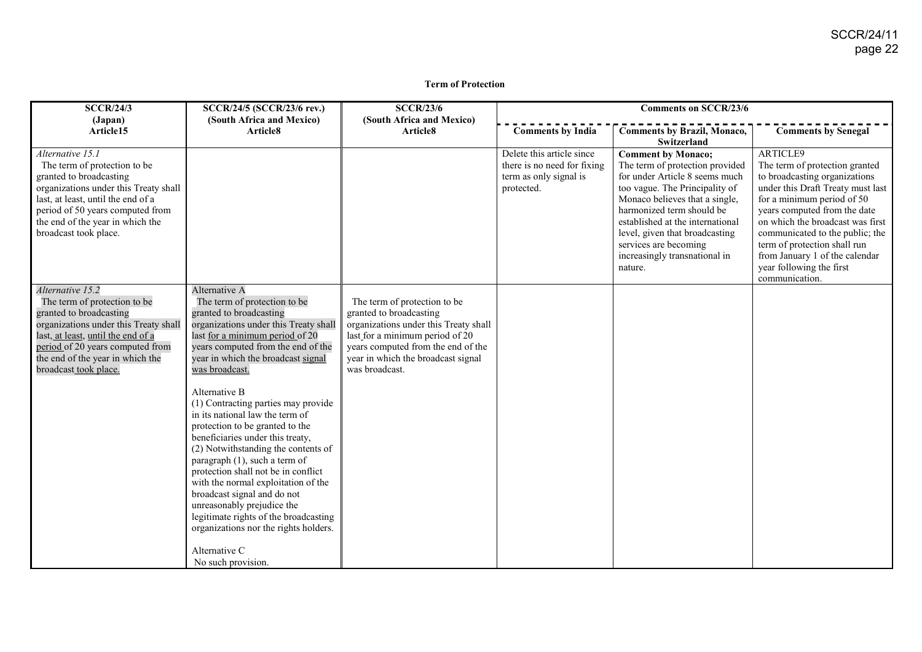**Term of Protection**

| SCCR/24/3 (Japan) Article15 | SCCR/24/5 (SCCR/23/6 rev.) (South Africa and Mexico) Article8 | SCCR/23/6 (South Africa and Mexico) Article8 | Comments on SCCR/23/6 | | |
|---|---|---|---|---|---|
| | | | Comments by India | Comments by Brazil, Monaco, Switzerland | Comments by Senegal |
| *Alternative 15.1* The term of protection to be granted to broadcasting organizations under this Treaty shall last, at least, until the end of a period of 50 years computed from the end of the year in which the broadcast took place. | | | Delete this article since there is no need for fixing term as only signal is protected. | **Comment by Monaco;** The term of protection provided for under Article 8 seems much too vague. The Principality of Monaco believes that a single, harmonized term should be established at the international level, given that broadcasting services are becoming increasingly transnational in nature. | ARTICLE9 The term of protection granted to broadcasting organizations under this Draft Treaty must last for a minimum period of 50 years computed from the date on which the broadcast was first communicated to the public; the term of protection shall run from January 1 of the calendar year following the first communication. |
| *Alternative 15.2* The term of protection to be granted to broadcasting organizations under this Treaty shall last, at least, until the end of a period of 20 years computed from the end of the year in which the broadcast took place. | Alternative A The term of protection to be granted to broadcasting organizations under this Treaty shall last for a minimum period of 20 years computed from the end of the year in which the broadcast signal was broadcast.<br><br>Alternative B (1) Contracting parties may provide in its national law the term of protection to be granted to the beneficiaries under this treaty, (2) Notwithstanding the contents of paragraph (1), such a term of protection shall not be in conflict with the normal exploitation of the broadcast signal and do not unreasonably prejudice the legitimate rights of the broadcasting organizations nor the rights holders.<br><br>Alternative C No such provision. | The term of protection to be granted to broadcasting organizations under this Treaty shall last for a minimum period of 20 years computed from the end of the year in which the broadcast signal was broadcast. | | | |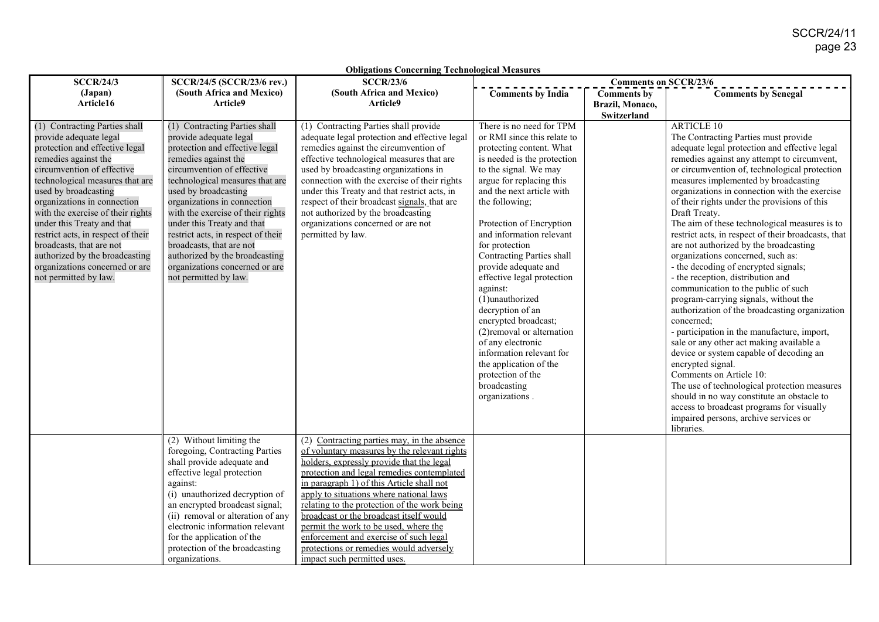**Obligations Concerning Technological Measures**

| SCCR/24/3 (Japan) Article16 | SCCR/24/5 (SCCR/23/6 rev.) (South Africa and Mexico) Article9 | SCCR/23/6 (South Africa and Mexico) Article9 | Comments on SCCR/23/6 | | |
|---|---|---|---|---|---|
| | | | Comments by India | Comments by Brazil, Monaco, Switzerland | Comments by Senegal |
| (1) Contracting Parties shall provide adequate legal protection and effective legal remedies against the circumvention of effective technological measures that are used by broadcasting organizations in connection with the exercise of their rights under this Treaty and that restrict acts, in respect of their broadcasts, that are not authorized by the broadcasting organizations concerned or are not permitted by law. | (1) Contracting Parties shall provide adequate legal protection and effective legal remedies against the circumvention of effective technological measures that are used by broadcasting organizations in connection with the exercise of their rights under this Treaty and that restrict acts, in respect of their broadcasts, that are not authorized by the broadcasting organizations concerned or are not permitted by law. | (1) Contracting Parties shall provide adequate legal protection and effective legal remedies against the circumvention of effective technological measures that are used by broadcasting organizations in connection with the exercise of their rights under this Treaty and that restrict acts, in respect of their broadcast <u>signals,</u> that are not authorized by the broadcasting organizations concerned or are not permitted by law. | There is no need for TPM or RMI since this relate to protecting content. What is needed is the protection to the signal. We may argue for replacing this and the next article with the following;<br><br>Protection of Encryption and information relevant for protection<br>Contracting Parties shall provide adequate and effective legal protection against:<br>(1)unauthorized decryption of an encrypted broadcast;<br>(2)removal or alternation of any electronic information relevant for the application of the protection of the broadcasting organizations . | | ARTICLE 10<br>The Contracting Parties must provide adequate legal protection and effective legal remedies against any attempt to circumvent, or circumvention of, technological protection measures implemented by broadcasting organizations in connection with the exercise of their rights under the provisions of this Draft Treaty.<br>The aim of these technological measures is to restrict acts, in respect of their broadcasts, that are not authorized by the broadcasting organizations concerned, such as:<br>- the decoding of encrypted signals;<br>- the reception, distribution and communication to the public of such program-carrying signals, without the authorization of the broadcasting organization concerned;<br>- participation in the manufacture, import, sale or any other act making available a device or system capable of decoding an encrypted signal.<br>Comments on Article 10:<br>The use of technological protection measures should in no way constitute an obstacle to access to broadcast programs for visually impaired persons, archive services or libraries. |
| | (2) Without limiting the foregoing, Contracting Parties shall provide adequate and effective legal protection against:<br>(i) unauthorized decryption of an encrypted broadcast signal;<br>(ii) removal or alteration of any electronic information relevant for the application of the protection of the broadcasting organizations. | <u>(2) Contracting parties may, in the absence of voluntary measures by the relevant rights holders, expressly provide that the legal protection and legal remedies contemplated in paragraph 1) of this Article shall not apply to situations where national laws relating to the protection of the work being broadcast or the broadcast itself would permit the work to be used, where the enforcement and exercise of such legal protections or remedies would adversely impact such permitted uses.</u> | | | |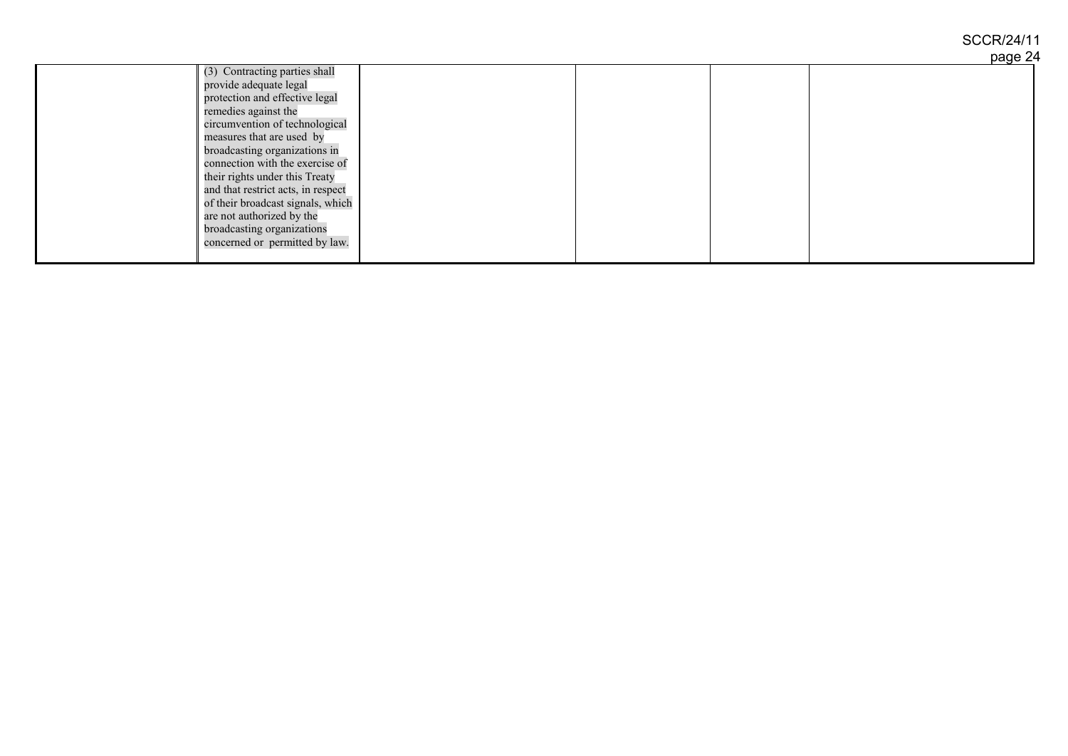|  |  |  |  |  |  |
|---|---|---|---|---|---|
|  | (3) Contracting parties shall provide adequate legal protection and effective legal remedies against the circumvention of technological measures that are used by broadcasting organizations in connection with the exercise of their rights under this Treaty and that restrict acts, in respect of their broadcast signals, which are not authorized by the broadcasting organizations concerned or permitted by law. |  |  |  |  |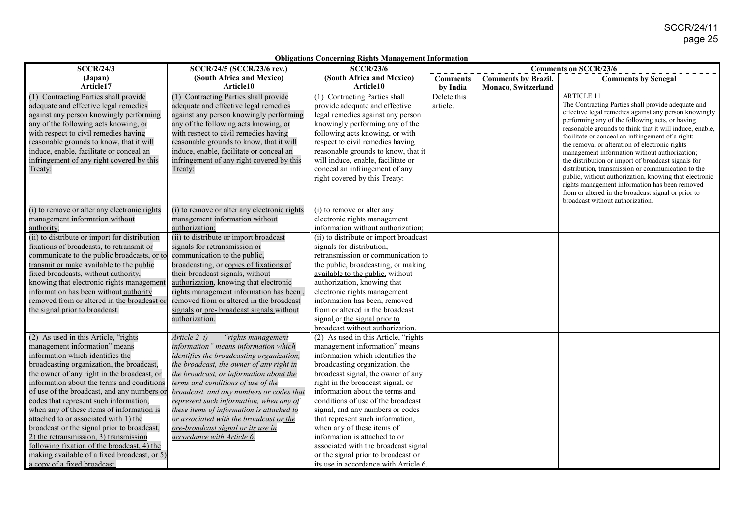**Obligations Concerning Rights Management Information**

| SCCR/24/3 (Japan) Article17 | SCCR/24/5 (SCCR/23/6 rev.) (South Africa and Mexico) Article10 | SCCR/23/6 (South Africa and Mexico) Article10 | Comments on SCCR/23/6 | | |
|---|---|---|---|---|---|
| | | | Comments by India | Comments by Brazil, Monaco, Switzerland | Comments by Senegal |
| (1) Contracting Parties shall provide adequate and effective legal remedies against any person knowingly performing any of the following acts knowing, or with respect to civil remedies having reasonable grounds to know, that it will induce, enable, facilitate or conceal an infringement of any right covered by this Treaty: | (1) Contracting Parties shall provide adequate and effective legal remedies against any person knowingly performing any of the following acts knowing, or with respect to civil remedies having reasonable grounds to know, that it will induce, enable, facilitate or conceal an infringement of any right covered by this Treaty: | (1) Contracting Parties shall provide adequate and effective legal remedies against any person knowingly performing any of the following acts knowing, or with respect to civil remedies having reasonable grounds to know, that it will induce, enable, facilitate or conceal an infringement of any right covered by this Treaty: | Delete this article. | | ARTICLE 11<br>The Contracting Parties shall provide adequate and effective legal remedies against any person knowingly performing any of the following acts, or having reasonable grounds to think that it will induce, enable, facilitate or conceal an infringement of a right:<br>the removal or alteration of electronic rights management information without authorization;<br>the distribution or import of broadcast signals for distribution, transmission or communication to the public, without authorization, knowing that electronic rights management information has been removed from or altered in the broadcast signal or prior to broadcast without authorization. |
| (i) to remove or alter any electronic rights management information without authority; | (i) to remove or alter any electronic rights management information without authorization; | (i) to remove or alter any electronic rights management information without authorization; | | | |
| (ii) to distribute or import for distribution fixations of broadcasts, to retransmit or communicate to the public broadcasts, or to transmit or make available to the public fixed broadcasts, without authority, knowing that electronic rights management information has been without authority removed from or altered in the broadcast or the signal prior to broadcast. | (ii) to distribute or import broadcast signals for retransmission or communication to the public, broadcasting, or copies of fixations of their broadcast signals, without authorization, knowing that electronic rights management information has been , removed from or altered in the broadcast signals or pre- broadcast signals without authorization. | (ii) to distribute or import broadcast signals for distribution, retransmission or communication to the public, broadcasting, or making available to the public, without authorization, knowing that electronic rights management information has been, removed from or altered in the broadcast signal or the signal prior to broadcast without authorization. | | | |
| (2) As used in this Article, "rights management information" means information which identifies the broadcasting organization, the broadcast, the owner of any right in the broadcast, or information about the terms and conditions of use of the broadcast, and any numbers or codes that represent such information, when any of these items of information is attached to or associated with 1) the broadcast or the signal prior to broadcast, 2) the retransmission, 3) transmission following fixation of the broadcast, 4) the making available of a fixed broadcast, or 5) a copy of a fixed broadcast. | *Article 2 i) "rights management information" means information which identifies the broadcasting organization, the broadcast, the owner of any right in the broadcast, or information about the terms and conditions of use of the broadcast, and any numbers or codes that represent such information, when any of these items of information is attached to or associated with the broadcast or the pre-broadcast signal or its use in accordance with Article 6.* | (2) As used in this Article, "rights management information" means information which identifies the broadcasting organization, the broadcast signal, the owner of any right in the broadcast signal, or information about the terms and conditions of use of the broadcast signal, and any numbers or codes that represent such information, when any of these items of information is attached to or associated with the broadcast signal or the signal prior to broadcast or its use in accordance with Article 6. | | | |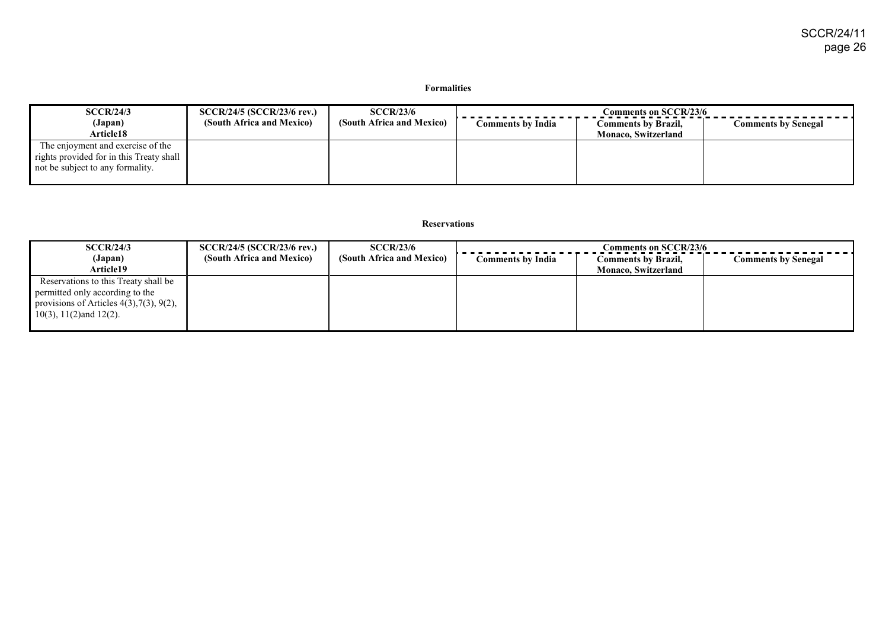**Formalities**

| SCCR/24/3 (Japan) Article18 | SCCR/24/5 (SCCR/23/6 rev.) (South Africa and Mexico) | SCCR/23/6 (South Africa and Mexico) | Comments on SCCR/23/6 | | |
|---|---|---|---|---|---|
| | | | Comments by India | Comments by Brazil, Monaco, Switzerland | Comments by Senegal |
| The enjoyment and exercise of the rights provided for in this Treaty shall not be subject to any formality. | | | | | |

**Reservations**

| SCCR/24/3 (Japan) Article19 | SCCR/24/5 (SCCR/23/6 rev.) (South Africa and Mexico) | SCCR/23/6 (South Africa and Mexico) | Comments on SCCR/23/6 | | |
|---|---|---|---|---|---|
| | | | Comments by India | Comments by Brazil, Monaco, Switzerland | Comments by Senegal |
| Reservations to this Treaty shall be permitted only according to the provisions of Articles 4(3),7(3), 9(2), 10(3), 11(2)and 12(2). | | | | | |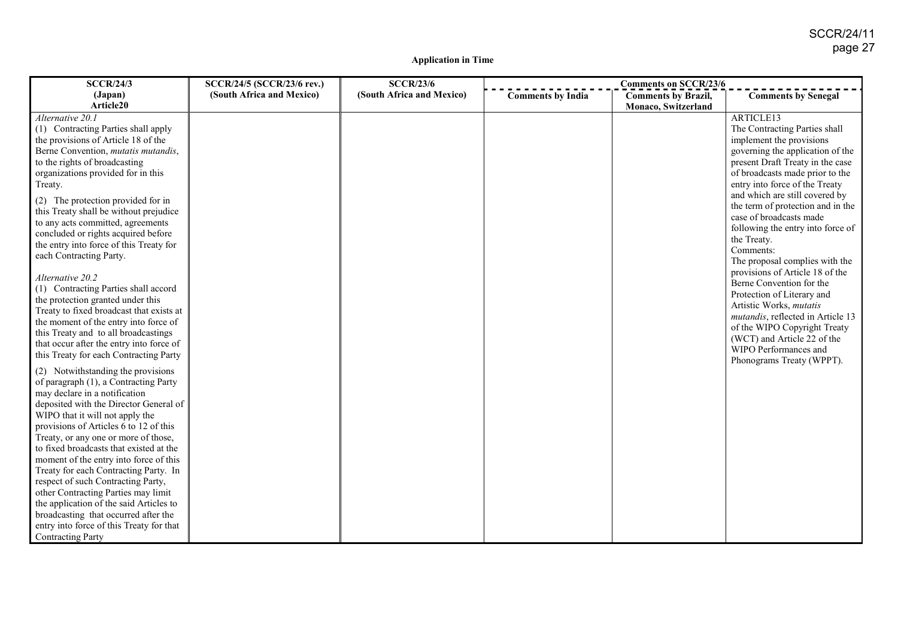**Application in Time**

| SCCR/24/3 (Japan) Article20 | SCCR/24/5 (SCCR/23/6 rev.) (South Africa and Mexico) | SCCR/23/6 (South Africa and Mexico) | Comments on SCCR/23/6 | | |
|---|---|---|---|---|---|
| | | | **Comments by India** | **Comments by Brazil, Monaco, Switzerland** | **Comments by Senegal** |
| *Alternative 20.1*<br>(1) Contracting Parties shall apply the provisions of Article 18 of the Berne Convention, *mutatis mutandis*, to the rights of broadcasting organizations provided for in this Treaty.<br><br>(2) The protection provided for in this Treaty shall be without prejudice to any acts committed, agreements concluded or rights acquired before the entry into force of this Treaty for each Contracting Party.<br><br>*Alternative 20.2*<br>(1) Contracting Parties shall accord the protection granted under this Treaty to fixed broadcast that exists at the moment of the entry into force of this Treaty and to all broadcastings that occur after the entry into force of this Treaty for each Contracting Party<br><br>(2) Notwithstanding the provisions of paragraph (1), a Contracting Party may declare in a notification deposited with the Director General of WIPO that it will not apply the provisions of Articles 6 to 12 of this Treaty, or any one or more of those, to fixed broadcasts that existed at the moment of the entry into force of this Treaty for each Contracting Party. In respect of such Contracting Party, other Contracting Parties may limit the application of the said Articles to broadcasting that occurred after the entry into force of this Treaty for that Contracting Party | | | | | ARTICLE13<br>The Contracting Parties shall implement the provisions governing the application of the present Draft Treaty in the case of broadcasts made prior to the entry into force of the Treaty and which are still covered by the term of protection and in the case of broadcasts made following the entry into force of the Treaty.<br>Comments:<br>The proposal complies with the provisions of Article 18 of the Berne Convention for the Protection of Literary and Artistic Works, *mutatis mutandis*, reflected in Article 13 of the WIPO Copyright Treaty (WCT) and Article 22 of the WIPO Performances and Phonograms Treaty (WPPT). |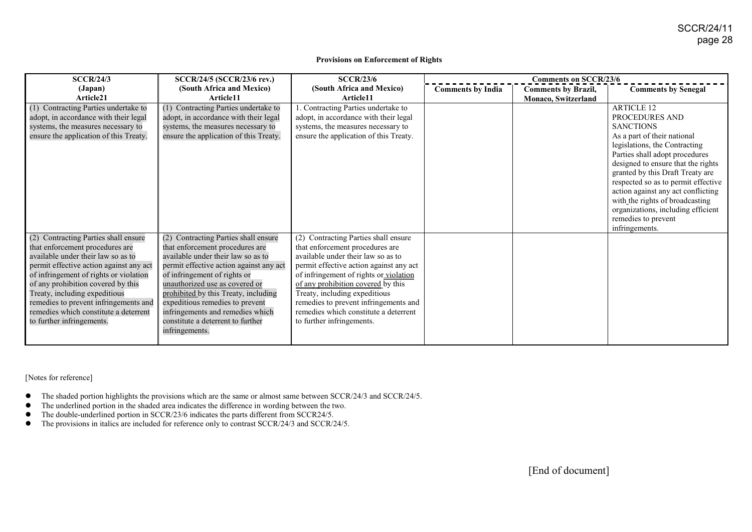**Provisions on Enforcement of Rights**

| SCCR/24/3 (Japan) Article21 | SCCR/24/5 (SCCR/23/6 rev.) (South Africa and Mexico) Article11 | SCCR/23/6 (South Africa and Mexico) Article11 | Comments on SCCR/23/6 | | |
|---|---|---|---|---|---|
| | | | **Comments by India** | **Comments by Brazil, Monaco, Switzerland** | **Comments by Senegal** |
| (1) Contracting Parties undertake to adopt, in accordance with their legal systems, the measures necessary to ensure the application of this Treaty. | (1) Contracting Parties undertake to adopt, in accordance with their legal systems, the measures necessary to ensure the application of this Treaty. | 1. Contracting Parties undertake to adopt, in accordance with their legal systems, the measures necessary to ensure the application of this Treaty. | | | ARTICLE 12 PROCEDURES AND SANCTIONS As a part of their national legislations, the Contracting Parties shall adopt procedures designed to ensure that the rights granted by this Draft Treaty are respected so as to permit effective action against any act conflicting with the rights of broadcasting organizations, including efficient remedies to prevent infringements. |
| (2) Contracting Parties shall ensure that enforcement procedures are available under their law so as to permit effective action against any act of infringement of rights or violation of any prohibition covered by this Treaty, including expeditious remedies to prevent infringements and remedies which constitute a deterrent to further infringements. | (2) Contracting Parties shall ensure that enforcement procedures are available under their law so as to permit effective action against any act of infringement of rights or unauthorized use as covered or prohibited by this Treaty, including expeditious remedies to prevent infringements and remedies which constitute a deterrent to further infringements. | (2) Contracting Parties shall ensure that enforcement procedures are available under their law so as to permit effective action against any act of infringement of rights or violation of any prohibition covered by this Treaty, including expeditious remedies to prevent infringements and remedies which constitute a deterrent to further infringements. | | | |

[Notes for reference]

- The shaded portion highlights the provisions which are the same or almost same between SCCR/24/3 and SCCR/24/5.
- The underlined portion in the shaded area indicates the difference in wording between the two.
- The double-underlined portion in SCCR/23/6 indicates the parts different from SCCR24/5.
- The provisions in italics are included for reference only to contrast SCCR/24/3 and SCCR/24/5.

[End of document]